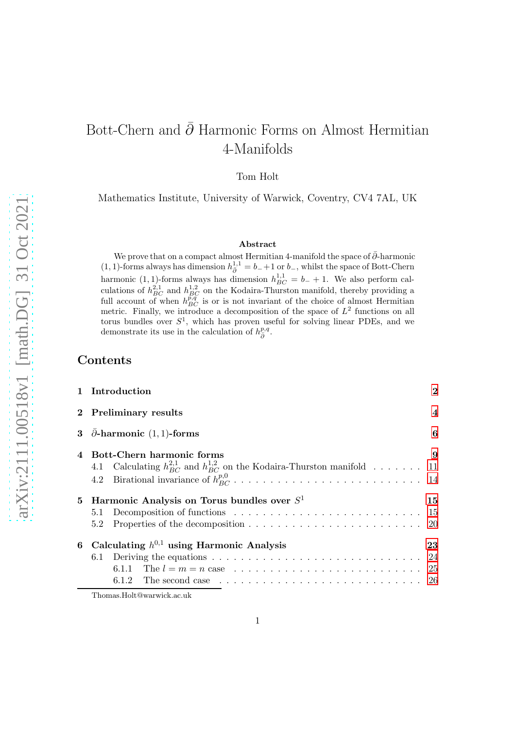# Bott-Chern and $\bar{\partial}$ Harmonic Forms on Almost Hermitian 4-Manifolds

Tom Holt

Mathematics Institute, University of Warwick, Coventry, CV4 7AL, UK

### Abstract

We prove that on a compact almost Hermitian 4-manifold the space of $\bar{\partial}$-harmonic $(1,1)$-forms always has dimension $h^{1,1}_{\bar{\partial}} = b_- + 1$ or $b_-$, whilst the space of Bott-Chern harmonic $(1,1)$-forms always has dimension $h^{1,1}_{BC} = b_- + 1$. We also perform calculations of $h^{2,1}_{BC}$ and $h^{1,2}_{BC}$ on the Kodaira-Thurston manifold, thereby providing a full account of when $h^{p,q}_{BC}$ is or is not invariant of the choice of almost Hermitian metric. Finally, we introduce a decomposition of the space of $L^2$ functions on all torus bundles over $S^1$, which has proven useful for solving linear PDEs, and we demonstrate its use in the calculation of $h^{p,q}_{\bar{\partial}}$.

## Contents

- 1 Introduction — 2
- 2 Preliminary results — 4
- 3 $\bar{\partial}$-harmonic $(1,1)$-forms — 6
- 4 Bott-Chern harmonic forms — 9
  - 4.1 Calculating $h^{2,1}_{BC}$ and $h^{1,2}_{BC}$ on the Kodaira-Thurston manifold — 11
  - 4.2 Birational invariance of $h^{p,0}_{BC}$ — 14
- 5 Harmonic Analysis on Torus bundles over $S^1$ — 15
  - 5.1 Decomposition of functions — 15
  - 5.2 Properties of the decomposition — 20
- 6 Calculating $h^{0,1}$ using Harmonic Analysis — 23
  - 6.1 Deriving the equations — 24
    - 6.1.1 The $l = m = n$ case — 25
    - 6.1.2 The second case — 26

Thomas.Holt@warwick.ac.uk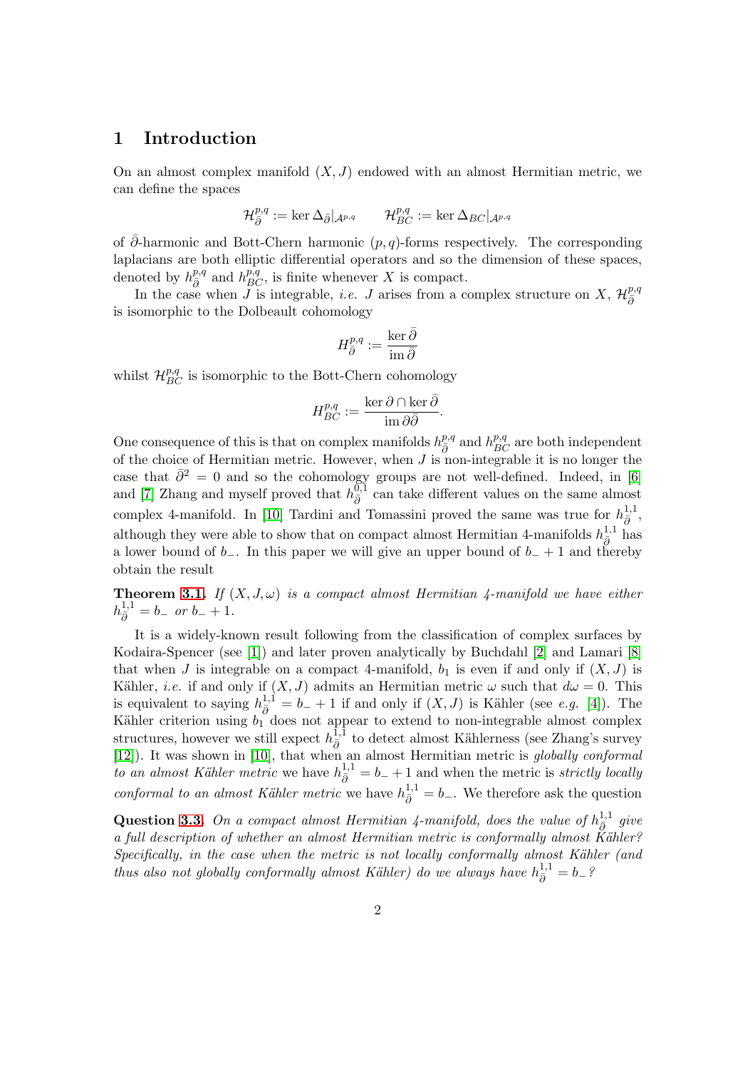# 1 Introduction

On an almost complex manifold $(X, J)$ endowed with an almost Hermitian metric, we can define the spaces

$$\mathcal{H}^{p,q}_{\bar{\partial}} := \ker \Delta_{\bar{\partial}}|_{\mathcal{A}^{p,q}} \qquad \mathcal{H}^{p,q}_{BC} := \ker \Delta_{BC}|_{\mathcal{A}^{p,q}}$$

of $\bar{\partial}$-harmonic and Bott-Chern harmonic $(p, q)$-forms respectively. The corresponding laplacians are both elliptic differential operators and so the dimension of these spaces, denoted by $h^{p,q}_{\bar{\partial}}$ and $h^{p,q}_{BC}$, is finite whenever $X$ is compact.

In the case when $J$ is integrable, *i.e.* $J$ arises from a complex structure on $X$, $\mathcal{H}^{p,q}_{\bar{\partial}}$ is isomorphic to the Dolbeault cohomology

$$H^{p,q}_{\bar{\partial}} := \frac{\ker \bar{\partial}}{\operatorname{im} \bar{\partial}}$$

whilst $\mathcal{H}^{p,q}_{BC}$ is isomorphic to the Bott-Chern cohomology

$$H^{p,q}_{BC} := \frac{\ker \partial \cap \ker \bar{\partial}}{\operatorname{im} \partial\bar{\partial}}.$$

One consequence of this is that on complex manifolds $h^{p,q}_{\bar{\partial}}$ and $h^{p,q}_{BC}$ are both independent of the choice of Hermitian metric. However, when $J$ is non-integrable it is no longer the case that $\bar{\partial}^2 = 0$ and so the cohomology groups are not well-defined. Indeed, in [6] and [7] Zhang and myself proved that $h^{0,1}_{\bar{\partial}}$ can take different values on the same almost complex 4-manifold. In [10] Tardini and Tomassini proved the same was true for $h^{1,1}_{\bar{\partial}}$, although they were able to show that on compact almost Hermitian 4-manifolds $h^{1,1}_{\bar{\partial}}$ has a lower bound of $b_-$. In this paper we will give an upper bound of $b_- + 1$ and thereby obtain the result

**Theorem 3.1.** *If $(X, J, \omega)$ is a compact almost Hermitian 4-manifold we have either $h^{1,1}_{\bar{\partial}} = b_-$ or $b_- + 1$.*

It is a widely-known result following from the classification of complex surfaces by Kodaira-Spencer (see [1]) and later proven analytically by Buchdahl [2] and Lamari [8] that when $J$ is integrable on a compact 4-manifold, $b_1$ is even if and only if $(X, J)$ is Kähler, *i.e.* if and only if $(X, J)$ admits an Hermitian metric $\omega$ such that $d\omega = 0$. This is equivalent to saying $h^{1,1}_{\bar{\partial}} = b_- + 1$ if and only if $(X, J)$ is Kähler (see *e.g.* [4]). The Kähler criterion using $b_1$ does not appear to extend to non-integrable almost complex structures, however we still expect $h^{1,1}_{\bar{\partial}}$ to detect almost Kählerness (see Zhang's survey [12]). It was shown in [10], that when an almost Hermitian metric is *globally conformal to an almost Kähler metric* we have $h^{1,1}_{\bar{\partial}} = b_- + 1$ and when the metric is *strictly locally conformal to an almost Kähler metric* we have $h^{1,1}_{\bar{\partial}} = b_-$. We therefore ask the question

**Question 3.3.** *On a compact almost Hermitian 4-manifold, does the value of $h^{1,1}_{\bar{\partial}}$ give a full description of whether an almost Hermitian metric is conformally almost Kähler? Specifically, in the case when the metric is not locally conformally almost Kähler (and thus also not globally conformally almost Kähler) do we always have $h^{1,1}_{\bar{\partial}} = b_-$?*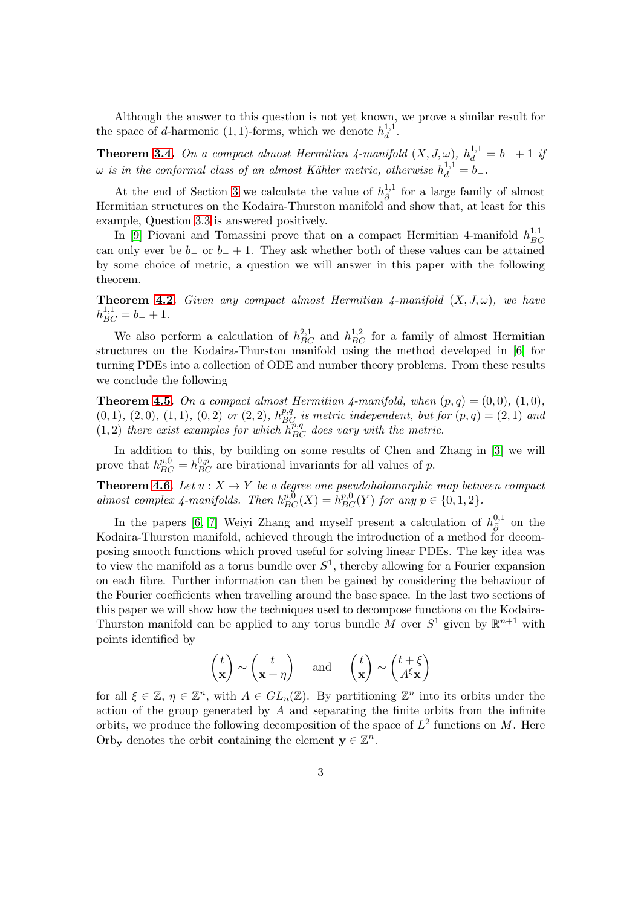Although the answer to this question is not yet known, we prove a similar result for the space of $d$-harmonic $(1,1)$-forms, which we denote $h_d^{1,1}$.

**Theorem 3.4.** *On a compact almost Hermitian 4-manifold $(X, J, \omega)$, $h_d^{1,1} = b_- + 1$ if $\omega$ is in the conformal class of an almost Kähler metric, otherwise $h_d^{1,1} = b_-$.*

At the end of Section 3 we calculate the value of $h_{\bar\partial}^{1,1}$ for a large family of almost Hermitian structures on the Kodaira-Thurston manifold and show that, at least for this example, Question 3.3 is answered positively.

In [9] Piovani and Tomassini prove that on a compact Hermitian 4-manifold $h_{BC}^{1,1}$ can only ever be $b_-$ or $b_- + 1$. They ask whether both of these values can be attained by some choice of metric, a question we will answer in this paper with the following theorem.

**Theorem 4.2.** *Given any compact almost Hermitian 4-manifold $(X, J, \omega)$, we have $h_{BC}^{1,1} = b_- + 1$.*

We also perform a calculation of $h_{BC}^{2,1}$ and $h_{BC}^{1,2}$ for a family of almost Hermitian structures on the Kodaira-Thurston manifold using the method developed in [6] for turning PDEs into a collection of ODE and number theory problems. From these results we conclude the following

**Theorem 4.5.** *On a compact almost Hermitian 4-manifold, when $(p,q) = (0,0)$, $(1,0)$, $(0,1)$, $(2,0)$, $(1,1)$, $(0,2)$ or $(2,2)$, $h_{BC}^{p,q}$ is metric independent, but for $(p,q) = (2,1)$ and $(1,2)$ there exist examples for which $h_{BC}^{p,q}$ does vary with the metric.*

In addition to this, by building on some results of Chen and Zhang in [3] we will prove that $h_{BC}^{p,0} = h_{BC}^{0,p}$ are birational invariants for all values of $p$.

**Theorem 4.6.** *Let $u : X \to Y$ be a degree one pseudoholomorphic map between compact almost complex 4-manifolds. Then $h_{BC}^{p,0}(X) = h_{BC}^{p,0}(Y)$ for any $p \in \{0, 1, 2\}$.*

In the papers [6, 7] Weiyi Zhang and myself present a calculation of $h_{\bar\partial}^{0,1}$ on the Kodaira-Thurston manifold, achieved through the introduction of a method for decomposing smooth functions which proved useful for solving linear PDEs. The key idea was to view the manifold as a torus bundle over $S^1$, thereby allowing for a Fourier expansion on each fibre. Further information can then be gained by considering the behaviour of the Fourier coefficients when travelling around the base space. In the last two sections of this paper we will show how the techniques used to decompose functions on the Kodaira-Thurston manifold can be applied to any torus bundle $M$ over $S^1$ given by $\mathbb{R}^{n+1}$ with points identified by

$$\begin{pmatrix} t \\ \mathbf{x} \end{pmatrix} \sim \begin{pmatrix} t \\ \mathbf{x} + \eta \end{pmatrix} \quad \text{and} \quad \begin{pmatrix} t \\ \mathbf{x} \end{pmatrix} \sim \begin{pmatrix} t + \xi \\ A^\xi \mathbf{x} \end{pmatrix}$$

for all $\xi \in \mathbb{Z}$, $\eta \in \mathbb{Z}^n$, with $A \in GL_n(\mathbb{Z})$. By partitioning $\mathbb{Z}^n$ into its orbits under the action of the group generated by $A$ and separating the finite orbits from the infinite orbits, we produce the following decomposition of the space of $L^2$ functions on $M$. Here $\mathrm{Orb}_{\mathbf{y}}$ denotes the orbit containing the element $\mathbf{y} \in \mathbb{Z}^n$.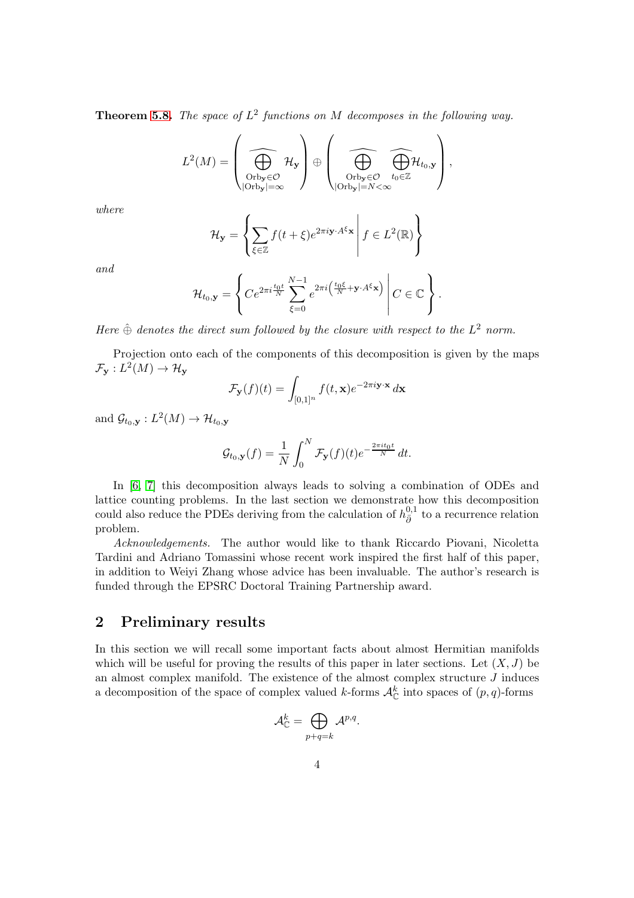**Theorem 5.8.** *The space of $L^2$ functions on $M$ decomposes in the following way.*

$$L^2(M) = \left( \widehat{\bigoplus_{\substack{\mathrm{Orb}_{\mathbf{y}} \in \mathcal{O} \\ |\mathrm{Orb}_{\mathbf{y}}| = \infty}}} \mathcal{H}_{\mathbf{y}} \right) \oplus \left( \widehat{\bigoplus_{\substack{\mathrm{Orb}_{\mathbf{y}} \in \mathcal{O} \\ |\mathrm{Orb}_{\mathbf{y}}| = N < \infty}}} \widehat{\bigoplus_{t_0 \in \mathbb{Z}}} \mathcal{H}_{t_0, \mathbf{y}} \right),$$

*where*

$$\mathcal{H}_{\mathbf{y}} = \left\{ \sum_{\xi \in \mathbb{Z}} f(t+\xi) e^{2\pi i \mathbf{y} \cdot A^{\xi} \mathbf{x}} \;\middle|\; f \in L^2(\mathbb{R}) \right\}$$

*and*

$$\mathcal{H}_{t_0, \mathbf{y}} = \left\{ C e^{2\pi i \frac{t_0 t}{N}} \sum_{\xi=0}^{N-1} e^{2\pi i \left( \frac{t_0 \xi}{N} + \mathbf{y} \cdot A^{\xi} \mathbf{x} \right)} \;\middle|\; C \in \mathbb{C} \right\}.$$

*Here $\hat{\oplus}$ denotes the direct sum followed by the closure with respect to the $L^2$ norm.*

Projection onto each of the components of this decomposition is given by the maps $\mathcal{F}_{\mathbf{y}} : L^2(M) \to \mathcal{H}_{\mathbf{y}}$

$$\mathcal{F}_{\mathbf{y}}(f)(t) = \int_{[0,1]^n} f(t, \mathbf{x}) e^{-2\pi i \mathbf{y} \cdot \mathbf{x}} \, d\mathbf{x}$$

and $\mathcal{G}_{t_0, \mathbf{y}} : L^2(M) \to \mathcal{H}_{t_0, \mathbf{y}}$

$$\mathcal{G}_{t_0, \mathbf{y}}(f) = \frac{1}{N} \int_0^N \mathcal{F}_{\mathbf{y}}(f)(t) e^{-\frac{2\pi i t_0 t}{N}} \, dt.$$

In [6, 7] this decomposition always leads to solving a combination of ODEs and lattice counting problems. In the last section we demonstrate how this decomposition could also reduce the PDEs deriving from the calculation of $h^{0,1}_{\bar{\partial}}$ to a recurrence relation problem.

*Acknowledgements.* The author would like to thank Riccardo Piovani, Nicoletta Tardini and Adriano Tomassini whose recent work inspired the first half of this paper, in addition to Weiyi Zhang whose advice has been invaluable. The author's research is funded through the EPSRC Doctoral Training Partnership award.

## 2 Preliminary results

In this section we will recall some important facts about almost Hermitian manifolds which will be useful for proving the results of this paper in later sections. Let $(X, J)$ be an almost complex manifold. The existence of the almost complex structure $J$ induces a decomposition of the space of complex valued $k$-forms $\mathcal{A}^k_{\mathbb{C}}$ into spaces of $(p, q)$-forms

$$\mathcal{A}^k_{\mathbb{C}} = \bigoplus_{p+q=k} \mathcal{A}^{p,q}.$$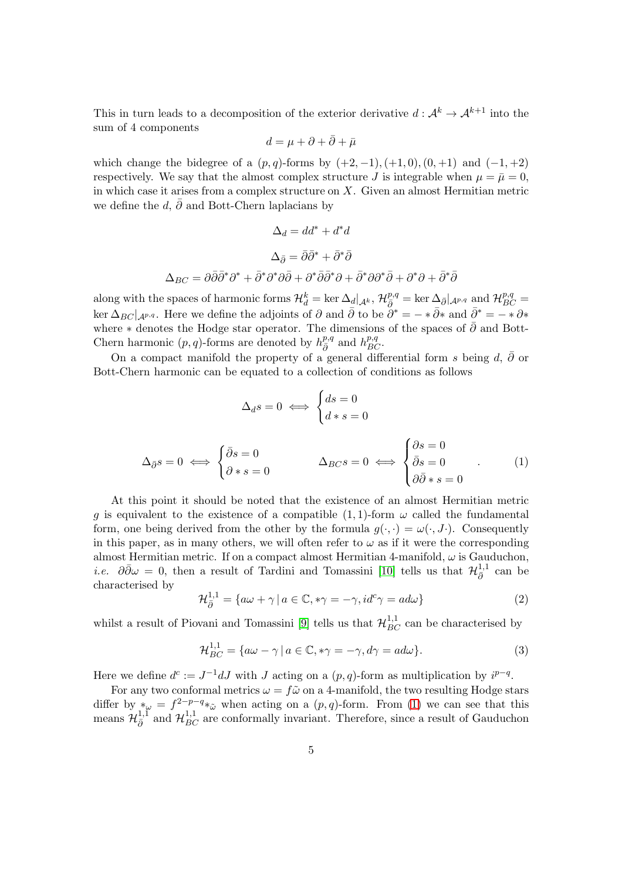This in turn leads to a decomposition of the exterior derivative $d : \mathcal{A}^k \to \mathcal{A}^{k+1}$ into the sum of 4 components

$$d = \mu + \partial + \bar{\partial} + \bar{\mu}$$

which change the bidegree of a $(p,q)$-forms by $(+2,-1), (+1,0), (0,+1)$ and $(-1,+2)$ respectively. We say that the almost complex structure $J$ is integrable when $\mu = \bar{\mu} = 0$, in which case it arises from a complex structure on $X$. Given an almost Hermitian metric we define the $d$, $\bar{\partial}$ and Bott-Chern laplacians by

$$\Delta_d = dd^* + d^*d$$

$$\Delta_{\bar{\partial}} = \bar{\partial}\bar{\partial}^* + \bar{\partial}^*\bar{\partial}$$

$$\Delta_{BC} = \partial\bar{\partial}\bar{\partial}^*\partial^* + \bar{\partial}^*\partial^*\partial\bar{\partial} + \partial^*\bar{\partial}\bar{\partial}^*\partial + \bar{\partial}^*\partial\partial^*\bar{\partial} + \partial^*\partial + \bar{\partial}^*\bar{\partial}$$

along with the spaces of harmonic forms $\mathcal{H}_d^k = \ker \Delta_d|_{\mathcal{A}^k}$, $\mathcal{H}_{\bar{\partial}}^{p,q} = \ker \Delta_{\bar{\partial}}|_{\mathcal{A}^{p,q}}$ and $\mathcal{H}_{BC}^{p,q} = \ker \Delta_{BC}|_{\mathcal{A}^{p,q}}$. Here we define the adjoints of $\partial$ and $\bar{\partial}$ to be $\partial^* = - * \bar{\partial} *$ and $\bar{\partial}^* = - * \partial *$ where $*$ denotes the Hodge star operator. The dimensions of the spaces of $\bar{\partial}$ and Bott-Chern harmonic $(p,q)$-forms are denoted by $h_{\bar{\partial}}^{p,q}$ and $h_{BC}^{p,q}$.

On a compact manifold the property of a general differential form $s$ being $d$, $\bar{\partial}$ or Bott-Chern harmonic can be equated to a collection of conditions as follows

$$\Delta_d s = 0 \iff \begin{cases} ds = 0 \\ d * s = 0 \end{cases}$$

$$\Delta_{\bar{\partial}} s = 0 \iff \begin{cases} \bar{\partial} s = 0 \\ \partial * s = 0 \end{cases} \qquad \Delta_{BC} s = 0 \iff \begin{cases} \partial s = 0 \\ \bar{\partial} s = 0 \\ \partial\bar{\partial} * s = 0 \end{cases}. \tag{1}$$

At this point it should be noted that the existence of an almost Hermitian metric $g$ is equivalent to the existence of a compatible $(1,1)$-form $\omega$ called the fundamental form, one being derived from the other by the formula $g(\cdot,\cdot) = \omega(\cdot, J\cdot)$. Consequently in this paper, as in many others, we will often refer to $\omega$ as if it were the corresponding almost Hermitian metric. If on a compact almost Hermitian 4-manifold, $\omega$ is Gauduchon, *i.e.* $\partial\bar{\partial}\omega = 0$, then a result of Tardini and Tomassini [10] tells us that $\mathcal{H}_{\bar{\partial}}^{1,1}$ can be characterised by

$$\mathcal{H}_{\bar{\partial}}^{1,1} = \{a\omega + \gamma \,|\, a \in \mathbb{C}, *\gamma = -\gamma, id^c\gamma = ad\omega\} \tag{2}$$

whilst a result of Piovani and Tomassini [9] tells us that $\mathcal{H}_{BC}^{1,1}$ can be characterised by

$$\mathcal{H}_{BC}^{1,1} = \{a\omega - \gamma \,|\, a \in \mathbb{C}, *\gamma = -\gamma, d\gamma = ad\omega\}. \tag{3}$$

Here we define $d^c := J^{-1}dJ$ with $J$ acting on a $(p,q)$-form as multiplication by $i^{p-q}$.

For any two conformal metrics $\omega = f\tilde{\omega}$ on a 4-manifold, the two resulting Hodge stars differ by $*_\omega = f^{2-p-q} *_{\tilde{\omega}}$ when acting on a $(p,q)$-form. From (1) we can see that this means $\mathcal{H}_{\bar{\partial}}^{1,1}$ and $\mathcal{H}_{BC}^{1,1}$ are conformally invariant. Therefore, since a result of Gauduchon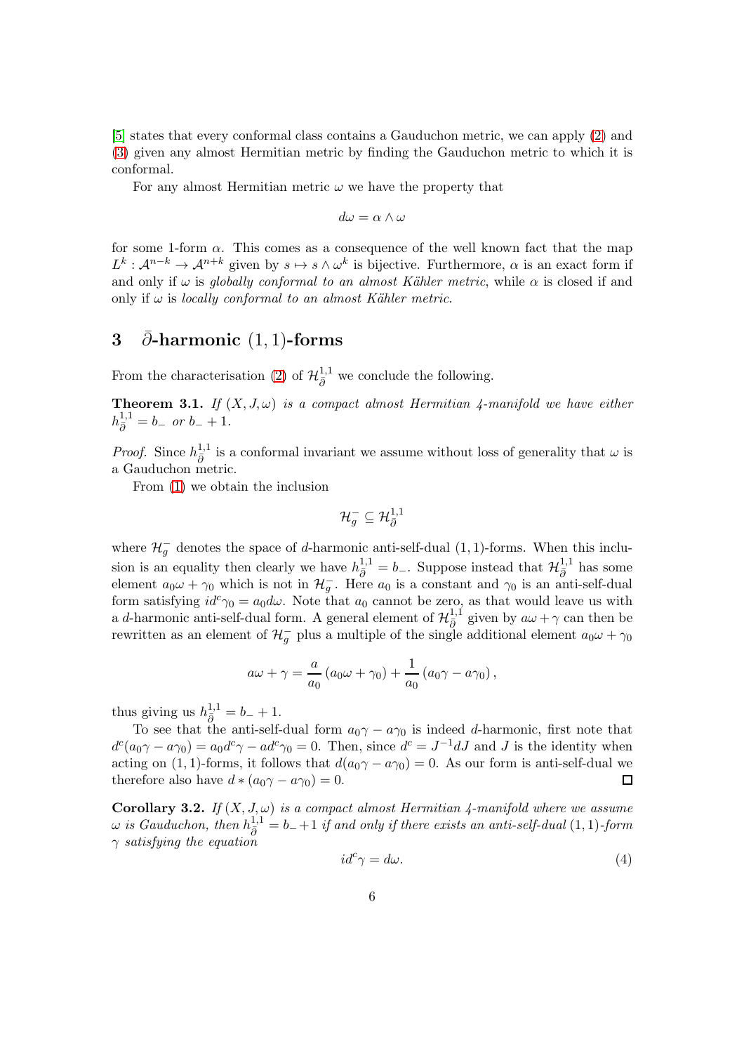[5] states that every conformal class contains a Gauduchon metric, we can apply (2) and (3) given any almost Hermitian metric by finding the Gauduchon metric to which it is conformal.

For any almost Hermitian metric $\omega$ we have the property that

$$d\omega = \alpha \wedge \omega$$

for some 1-form $\alpha$. This comes as a consequence of the well known fact that the map $L^k : \mathcal{A}^{n-k} \to \mathcal{A}^{n+k}$ given by $s \mapsto s \wedge \omega^k$ is bijective. Furthermore, $\alpha$ is an exact form if and only if $\omega$ is *globally conformal to an almost Kähler metric*, while $\alpha$ is closed if and only if $\omega$ is *locally conformal to an almost Kähler metric*.

## 3 $\bar{\partial}$-harmonic $(1,1)$-forms

From the characterisation (2) of $\mathcal{H}^{1,1}_{\bar{\partial}}$ we conclude the following.

**Theorem 3.1.** *If $(X, J, \omega)$ is a compact almost Hermitian 4-manifold we have either $h^{1,1}_{\bar{\partial}} = b_-$ or $b_- + 1$.*

*Proof.* Since $h^{1,1}_{\bar{\partial}}$ is a conformal invariant we assume without loss of generality that $\omega$ is a Gauduchon metric.

From (1) we obtain the inclusion

$$\mathcal{H}^-_g \subseteq \mathcal{H}^{1,1}_{\bar{\partial}}$$

where $\mathcal{H}^-_g$ denotes the space of $d$-harmonic anti-self-dual $(1,1)$-forms. When this inclusion is an equality then clearly we have $h^{1,1}_{\bar{\partial}} = b_-$. Suppose instead that $\mathcal{H}^{1,1}_{\bar{\partial}}$ has some element $a_0\omega + \gamma_0$ which is not in $\mathcal{H}^-_g$. Here $a_0$ is a constant and $\gamma_0$ is an anti-self-dual form satisfying $id^c\gamma_0 = a_0 d\omega$. Note that $a_0$ cannot be zero, as that would leave us with a $d$-harmonic anti-self-dual form. A general element of $\mathcal{H}^{1,1}_{\bar{\partial}}$ given by $a\omega + \gamma$ can then be rewritten as an element of $\mathcal{H}^-_g$ plus a multiple of the single additional element $a_0\omega + \gamma_0$

$$a\omega + \gamma = \frac{a}{a_0}\left(a_0\omega + \gamma_0\right) + \frac{1}{a_0}\left(a_0\gamma - a\gamma_0\right),$$

thus giving us $h^{1,1}_{\bar{\partial}} = b_- + 1$.

To see that the anti-self-dual form $a_0\gamma - a\gamma_0$ is indeed $d$-harmonic, first note that $d^c(a_0\gamma - a\gamma_0) = a_0 d^c\gamma - a d^c\gamma_0 = 0$. Then, since $d^c = J^{-1}dJ$ and $J$ is the identity when acting on $(1,1)$-forms, it follows that $d(a_0\gamma - a\gamma_0) = 0$. As our form is anti-self-dual we therefore also have $d * (a_0\gamma - a\gamma_0) = 0$. ∎

**Corollary 3.2.** *If $(X, J, \omega)$ is a compact almost Hermitian 4-manifold where we assume $\omega$ is Gauduchon, then $h^{1,1}_{\bar{\partial}} = b_- + 1$ if and only if there exists an anti-self-dual $(1,1)$-form $\gamma$ satisfying the equation*

$$id^c\gamma = d\omega. \tag{4}$$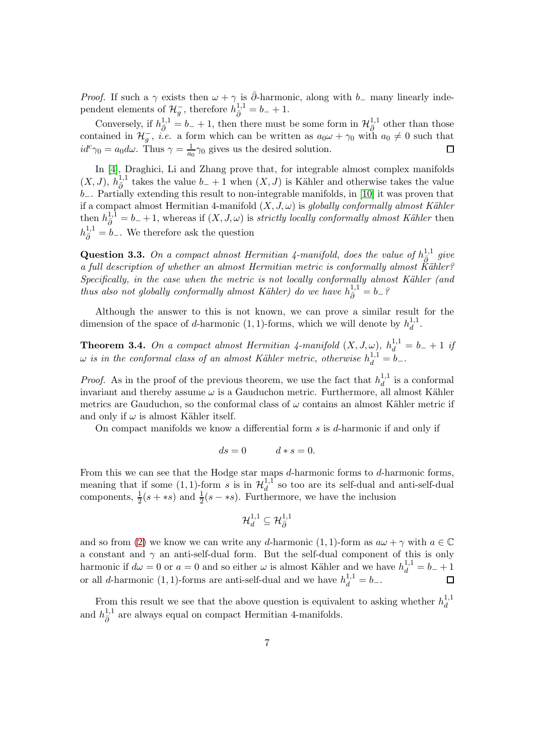*Proof.* If such a $\gamma$ exists then $\omega + \gamma$ is $\bar\partial$-harmonic, along with $b_-$ many linearly independent elements of $\mathcal{H}_g^-$, therefore $h^{1,1}_{\bar\partial} = b_- + 1$.

Conversely, if $h^{1,1}_{\bar\partial} = b_- + 1$, then there must be some form in $\mathcal{H}^{1,1}_{\bar\partial}$ other than those contained in $\mathcal{H}_g^-$, *i.e.* a form which can be written as $a_0\omega + \gamma_0$ with $a_0 \neq 0$ such that $id^c\gamma_0 = a_0 d\omega$. Thus $\gamma = \frac{1}{a_0}\gamma_0$ gives us the desired solution. □

In [4], Draghici, Li and Zhang prove that, for integrable almost complex manifolds $(X, J)$, $h^{1,1}_{\bar\partial}$ takes the value $b_- + 1$ when $(X, J)$ is Kähler and otherwise takes the value $b_-$. Partially extending this result to non-integrable manifolds, in [10] it was proven that if a compact almost Hermitian 4-manifold $(X, J, \omega)$ is *globally conformally almost Kähler* then $h^{1,1}_{\bar\partial} = b_- + 1$, whereas if $(X, J, \omega)$ is *strictly locally conformally almost Kähler* then $h^{1,1}_{\bar\partial} = b_-$. We therefore ask the question

**Question 3.3.** *On a compact almost Hermitian 4-manifold, does the value of $h^{1,1}_{\bar\partial}$ give a full description of whether an almost Hermitian metric is conformally almost Kähler? Specifically, in the case when the metric is not locally conformally almost Kähler (and thus also not globally conformally almost Kähler) do we have $h^{1,1}_{\bar\partial} = b_-$?*

Although the answer to this is not known, we can prove a similar result for the dimension of the space of $d$-harmonic $(1,1)$-forms, which we will denote by $h^{1,1}_d$.

**Theorem 3.4.** *On a compact almost Hermitian 4-manifold $(X, J, \omega)$, $h^{1,1}_d = b_- + 1$ if $\omega$ is in the conformal class of an almost Kähler metric, otherwise $h^{1,1}_d = b_-$.*

*Proof.* As in the proof of the previous theorem, we use the fact that $h^{1,1}_d$ is a conformal invariant and thereby assume $\omega$ is a Gauduchon metric. Furthermore, all almost Kähler metrics are Gauduchon, so the conformal class of $\omega$ contains an almost Kähler metric if and only if $\omega$ is almost Kähler itself.

On compact manifolds we know a differential form $s$ is $d$-harmonic if and only if

$$ds = 0 \qquad d * s = 0.$$

From this we can see that the Hodge star maps $d$-harmonic forms to $d$-harmonic forms, meaning that if some $(1,1)$-form $s$ is in $\mathcal{H}^{1,1}_d$ so too are its self-dual and anti-self-dual components, $\frac{1}{2}(s + *s)$ and $\frac{1}{2}(s - *s)$. Furthermore, we have the inclusion

$$\mathcal{H}^{1,1}_d \subseteq \mathcal{H}^{1,1}_{\bar\partial}$$

and so from (2) we know we can write any $d$-harmonic $(1,1)$-form as $a\omega + \gamma$ with $a \in \mathbb{C}$ a constant and $\gamma$ an anti-self-dual form. But the self-dual component of this is only harmonic if $d\omega = 0$ or $a = 0$ and so either $\omega$ is almost Kähler and we have $h^{1,1}_d = b_- + 1$ or all $d$-harmonic $(1,1)$-forms are anti-self-dual and we have $h^{1,1}_d = b_-$. □

From this result we see that the above question is equivalent to asking whether $h^{1,1}_d$ and $h^{1,1}_{\bar\partial}$ are always equal on compact Hermitian 4-manifolds.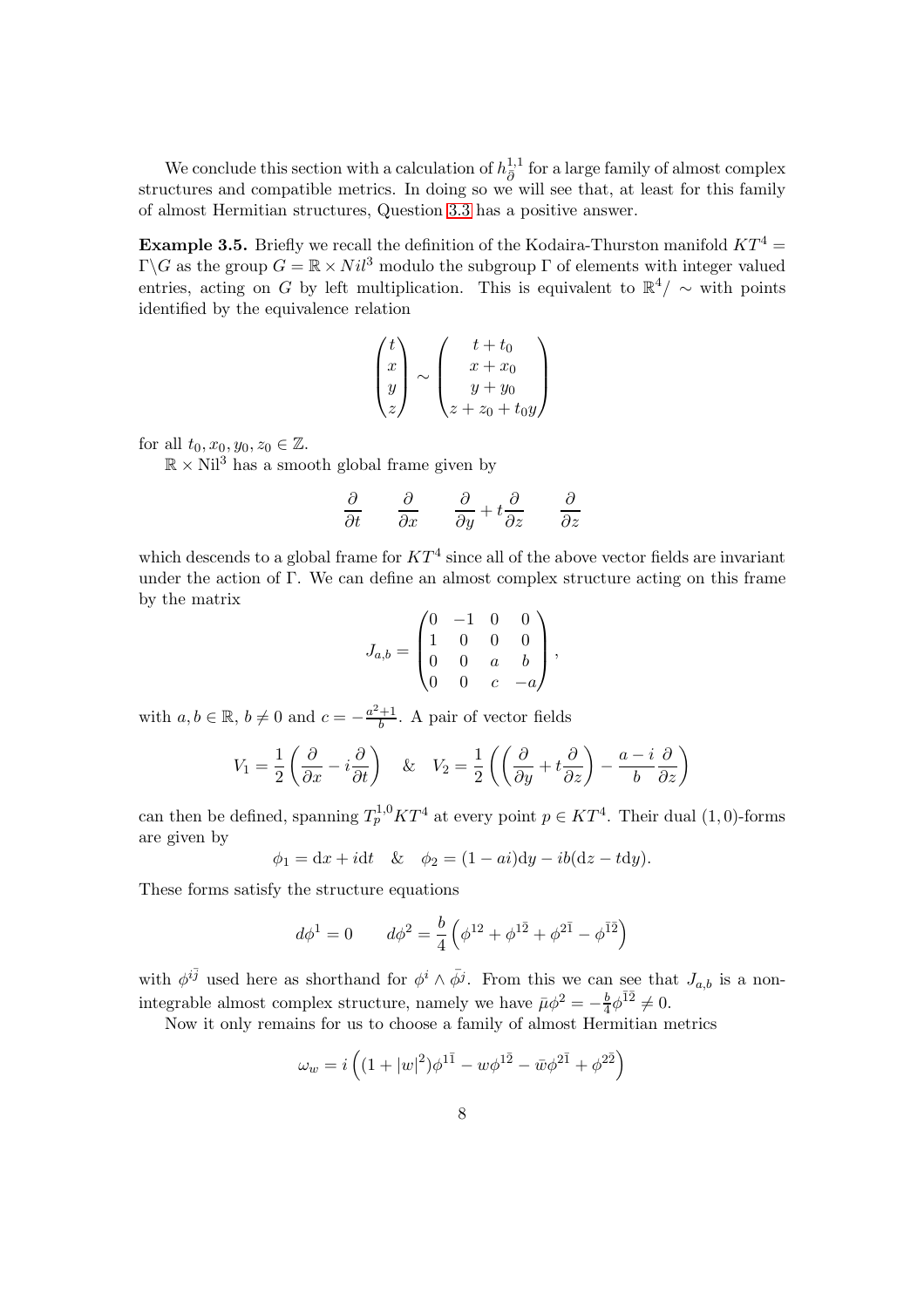We conclude this section with a calculation of $h^{1,1}_{\bar{\partial}}$ for a large family of almost complex structures and compatible metrics. In doing so we will see that, at least for this family of almost Hermitian structures, Question 3.3 has a positive answer.

**Example 3.5.** Briefly we recall the definition of the Kodaira-Thurston manifold $KT^4 = \Gamma\backslash G$ as the group $G = \mathbb{R} \times Nil^3$ modulo the subgroup $\Gamma$ of elements with integer valued entries, acting on $G$ by left multiplication. This is equivalent to $\mathbb{R}^4/\sim$ with points identified by the equivalence relation

$$\begin{pmatrix} t \\ x \\ y \\ z \end{pmatrix} \sim \begin{pmatrix} t + t_0 \\ x + x_0 \\ y + y_0 \\ z + z_0 + t_0 y \end{pmatrix}$$

for all $t_0, x_0, y_0, z_0 \in \mathbb{Z}$.

$\mathbb{R} \times \mathrm{Nil}^3$ has a smooth global frame given by

$$\frac{\partial}{\partial t} \qquad \frac{\partial}{\partial x} \qquad \frac{\partial}{\partial y} + t\frac{\partial}{\partial z} \qquad \frac{\partial}{\partial z}$$

which descends to a global frame for $KT^4$ since all of the above vector fields are invariant under the action of $\Gamma$. We can define an almost complex structure acting on this frame by the matrix

$$J_{a,b} = \begin{pmatrix} 0 & -1 & 0 & 0 \\ 1 & 0 & 0 & 0 \\ 0 & 0 & a & b \\ 0 & 0 & c & -a \end{pmatrix},$$

with $a, b \in \mathbb{R}$, $b \neq 0$ and $c = -\frac{a^2+1}{b}$. A pair of vector fields

$$V_1 = \frac{1}{2}\left(\frac{\partial}{\partial x} - i\frac{\partial}{\partial t}\right) \quad \& \quad V_2 = \frac{1}{2}\left(\left(\frac{\partial}{\partial y} + t\frac{\partial}{\partial z}\right) - \frac{a-i}{b}\frac{\partial}{\partial z}\right)$$

can then be defined, spanning $T^{1,0}_p KT^4$ at every point $p \in KT^4$. Their dual $(1,0)$-forms are given by

$$\phi_1 = \mathrm{d}x + i\mathrm{d}t \quad \& \quad \phi_2 = (1 - ai)\mathrm{d}y - ib(\mathrm{d}z - t\mathrm{d}y).$$

These forms satisfy the structure equations

$$d\phi^1 = 0 \qquad d\phi^2 = \frac{b}{4}\left(\phi^{12} + \phi^{1\bar{2}} + \phi^{2\bar{1}} - \phi^{\bar{1}\bar{2}}\right)$$

with $\phi^{i\bar{j}}$ used here as shorthand for $\phi^i \wedge \bar{\phi}^j$. From this we can see that $J_{a,b}$ is a non-integrable almost complex structure, namely we have $\bar{\mu}\phi^2 = -\frac{b}{4}\phi^{\bar{1}\bar{2}} \neq 0$.

Now it only remains for us to choose a family of almost Hermitian metrics

$$\omega_w = i\left((1 + |w|^2)\phi^{1\bar{1}} - w\phi^{1\bar{2}} - \bar{w}\phi^{2\bar{1}} + \phi^{2\bar{2}}\right)$$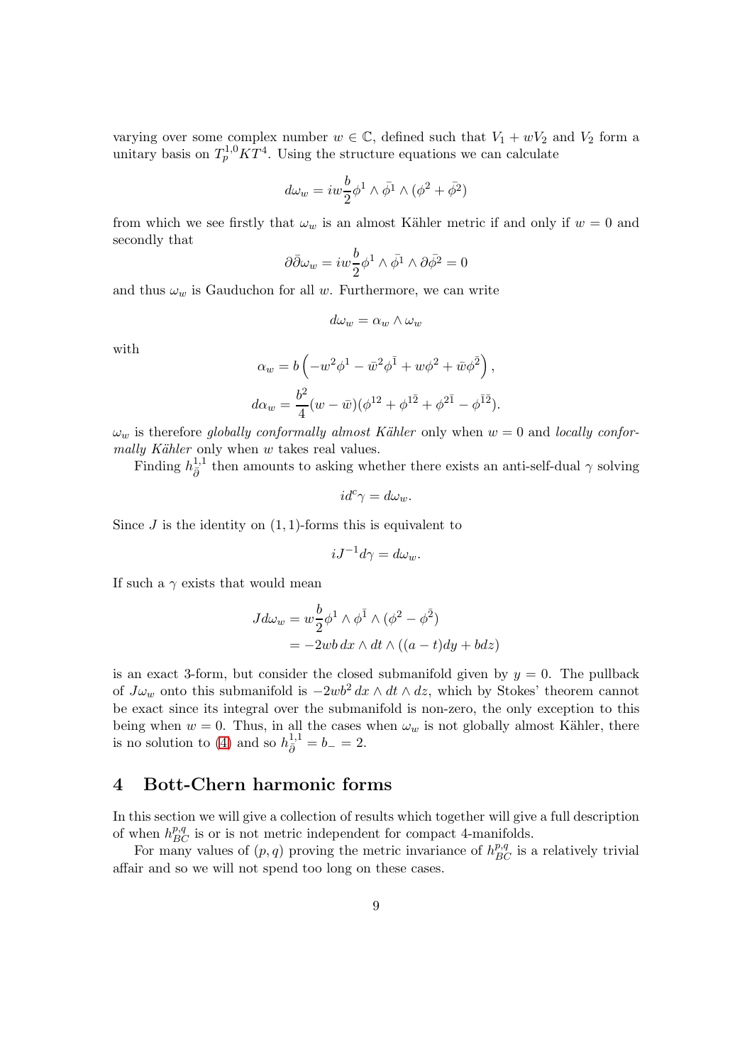varying over some complex number $w \in \mathbb{C}$, defined such that $V_1 + wV_2$ and $V_2$ form a unitary basis on $T^{1,0}_p KT^4$. Using the structure equations we can calculate

$$d\omega_w = iw\frac{b}{2}\phi^1 \wedge \bar{\phi^1} \wedge (\phi^2 + \bar{\phi^2})$$

from which we see firstly that $\omega_w$ is an almost Kähler metric if and only if $w = 0$ and secondly that

$$\partial\bar{\partial}\omega_w = iw\frac{b}{2}\phi^1 \wedge \bar{\phi^1} \wedge \partial\bar{\phi^2} = 0$$

and thus $\omega_w$ is Gauduchon for all $w$. Furthermore, we can write

$$d\omega_w = \alpha_w \wedge \omega_w$$

with

$$\alpha_w = b\left(-w^2\phi^1 - \bar{w}^2\phi^{\bar{1}} + w\phi^2 + \bar{w}\phi^{\bar{2}}\right),$$

$$d\alpha_w = \frac{b^2}{4}(w - \bar{w})(\phi^{12} + \phi^{1\bar{2}} + \phi^{2\bar{1}} - \phi^{\bar{1}\bar{2}}).$$

$\omega_w$ is therefore *globally conformally almost Kähler* only when $w = 0$ and *locally conformally Kähler* only when $w$ takes real values.

Finding $h^{1,1}_{\bar{\partial}}$ then amounts to asking whether there exists an anti-self-dual $\gamma$ solving

$$id^c\gamma = d\omega_w.$$

Since $J$ is the identity on $(1,1)$-forms this is equivalent to

$$iJ^{-1}d\gamma = d\omega_w.$$

If such a $\gamma$ exists that would mean

$$\begin{aligned} Jd\omega_w &= w\frac{b}{2}\phi^1 \wedge \phi^{\bar{1}} \wedge (\phi^2 - \phi^{\bar{2}}) \\ &= -2wb\, dx \wedge dt \wedge ((a - t)dy + bdz) \end{aligned}$$

is an exact 3-form, but consider the closed submanifold given by $y = 0$. The pullback of $J\omega_w$ onto this submanifold is $-2wb^2\, dx \wedge dt \wedge dz$, which by Stokes' theorem cannot be exact since its integral over the submanifold is non-zero, the only exception to this being when $w = 0$. Thus, in all the cases when $\omega_w$ is not globally almost Kähler, there is no solution to (4) and so $h^{1,1}_{\bar{\partial}} = b_- = 2$.

## 4 Bott-Chern harmonic forms

In this section we will give a collection of results which together will give a full description of when $h^{p,q}_{BC}$ is or is not metric independent for compact 4-manifolds.

For many values of $(p, q)$ proving the metric invariance of $h^{p,q}_{BC}$ is a relatively trivial affair and so we will not spend too long on these cases.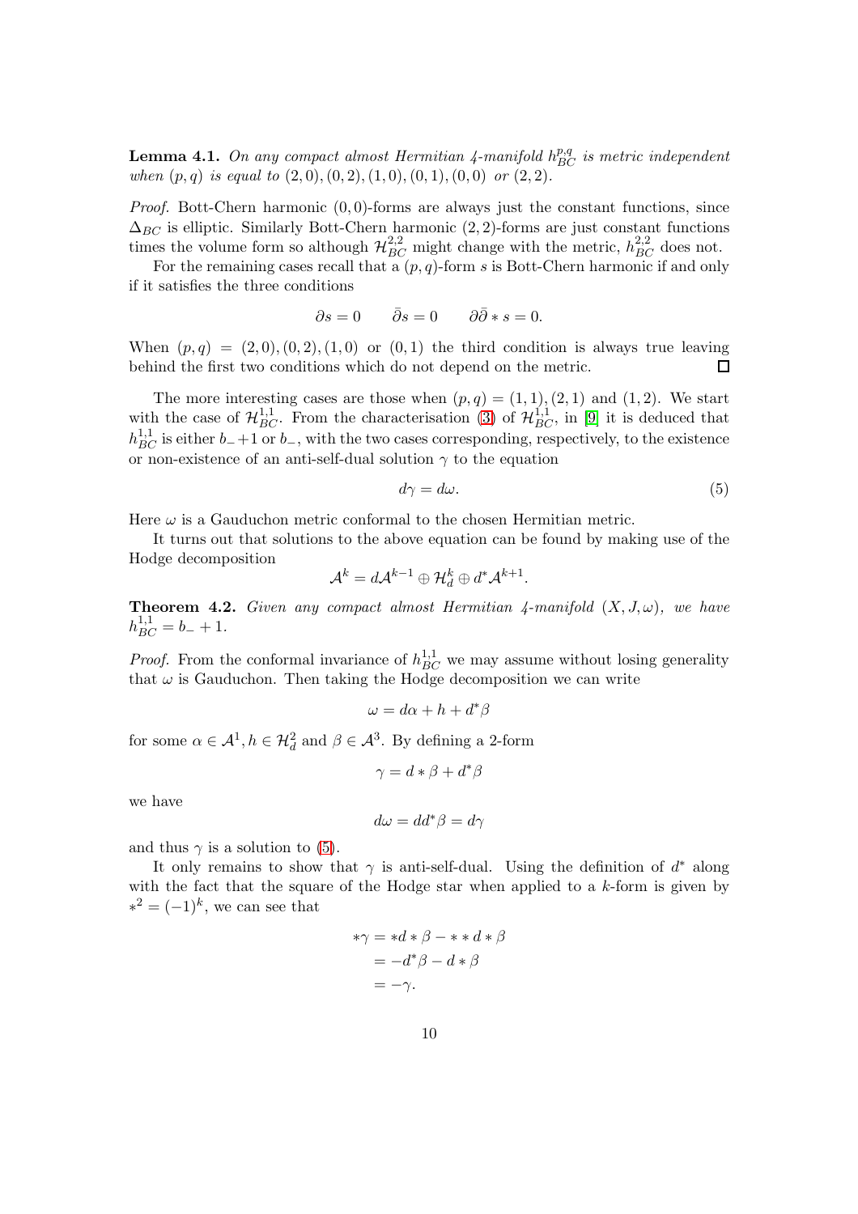**Lemma 4.1.** *On any compact almost Hermitian 4-manifold $h^{p,q}_{BC}$ is metric independent when $(p,q)$ is equal to $(2,0),(0,2),(1,0),(0,1),(0,0)$ or $(2,2)$.*

*Proof.* Bott-Chern harmonic $(0,0)$-forms are always just the constant functions, since $\Delta_{BC}$ is elliptic. Similarly Bott-Chern harmonic $(2,2)$-forms are just constant functions times the volume form so although $\mathcal{H}^{2,2}_{BC}$ might change with the metric, $h^{2,2}_{BC}$ does not.

For the remaining cases recall that a $(p,q)$-form $s$ is Bott-Chern harmonic if and only if it satisfies the three conditions

$$\partial s = 0 \qquad \bar{\partial} s = 0 \qquad \partial\bar{\partial} * s = 0.$$

When $(p,q) = (2,0),(0,2),(1,0)$ or $(0,1)$ the third condition is always true leaving behind the first two conditions which do not depend on the metric. □

The more interesting cases are those when $(p,q) = (1,1),(2,1)$ and $(1,2)$. We start with the case of $\mathcal{H}^{1,1}_{BC}$. From the characterisation (3) of $\mathcal{H}^{1,1}_{BC}$, in [9] it is deduced that $h^{1,1}_{BC}$ is either $b_-+1$ or $b_-$, with the two cases corresponding, respectively, to the existence or non-existence of an anti-self-dual solution $\gamma$ to the equation

$$d\gamma = d\omega. \tag{5}$$

Here $\omega$ is a Gauduchon metric conformal to the chosen Hermitian metric.

It turns out that solutions to the above equation can be found by making use of the Hodge decomposition

$$\mathcal{A}^k = d\mathcal{A}^{k-1} \oplus \mathcal{H}^k_d \oplus d^*\mathcal{A}^{k+1}.$$

**Theorem 4.2.** *Given any compact almost Hermitian 4-manifold $(X,J,\omega)$, we have $h^{1,1}_{BC} = b_- + 1$.*

*Proof.* From the conformal invariance of $h^{1,1}_{BC}$ we may assume without losing generality that $\omega$ is Gauduchon. Then taking the Hodge decomposition we can write

$$\omega = d\alpha + h + d^*\beta$$

for some $\alpha \in \mathcal{A}^1, h \in \mathcal{H}^2_d$ and $\beta \in \mathcal{A}^3$. By defining a 2-form

$$\gamma = d * \beta + d^*\beta$$

we have

$$d\omega = dd^*\beta = d\gamma$$

and thus $\gamma$ is a solution to (5).

It only remains to show that $\gamma$ is anti-self-dual. Using the definition of $d^*$ along with the fact that the square of the Hodge star when applied to a $k$-form is given by $*^2 = (-1)^k$, we can see that

$$\begin{aligned}
*\gamma &= *d * \beta - * * d * \beta \\
&= -d^*\beta - d * \beta \\
&= -\gamma.
\end{aligned}$$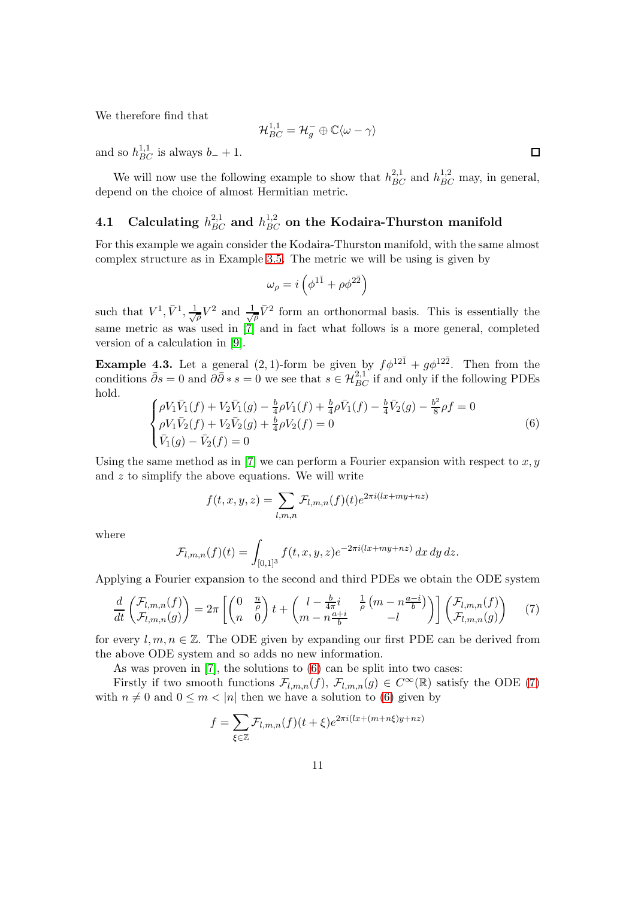We therefore find that

$$\mathcal{H}^{1,1}_{BC} = \mathcal{H}^-_g \oplus \mathbb{C}\langle \omega - \gamma \rangle$$

and so $h^{1,1}_{BC}$ is always $b_- + 1$. □

We will now use the following example to show that $h^{2,1}_{BC}$ and $h^{1,2}_{BC}$ may, in general, depend on the choice of almost Hermitian metric.

## 4.1 Calculating $h^{2,1}_{BC}$ and $h^{1,2}_{BC}$ on the Kodaira-Thurston manifold

For this example we again consider the Kodaira-Thurston manifold, with the same almost complex structure as in Example 3.5. The metric we will be using is given by

$$\omega_\rho = i\left(\phi^{1\bar{1}} + \rho\phi^{2\bar{2}}\right)$$

such that $V^1, \bar{V}^1, \frac{1}{\sqrt{\rho}}V^2$ and $\frac{1}{\sqrt{\rho}}\bar{V}^2$ form an orthonormal basis. This is essentially the same metric as was used in [7] and in fact what follows is a more general, completed version of a calculation in [9].

**Example 4.3.** Let a general (2,1)-form be given by $f\phi^{12\bar{1}} + g\phi^{12\bar{2}}$. Then from the conditions $\bar{\partial}s = 0$ and $\partial\bar{\partial} * s = 0$ we see that $s \in \mathcal{H}^{2,1}_{BC}$ if and only if the following PDEs hold.

$$\begin{cases} \rho V_1\bar{V}_1(f) + V_2\bar{V}_1(g) - \frac{b}{4}\rho V_1(f) + \frac{b}{4}\rho\bar{V}_1(f) - \frac{b}{4}\bar{V}_2(g) - \frac{b^2}{8}\rho f = 0 \\ \rho V_1\bar{V}_2(f) + V_2\bar{V}_2(g) + \frac{b}{4}\rho V_2(f) = 0 \\ \bar{V}_1(g) - \bar{V}_2(f) = 0 \end{cases} \tag{6}$$

Using the same method as in [7] we can perform a Fourier expansion with respect to $x, y$ and $z$ to simplify the above equations. We will write

$$f(t,x,y,z) = \sum_{l,m,n} \mathcal{F}_{l,m,n}(f)(t)e^{2\pi i(lx+my+nz)}$$

where

$$\mathcal{F}_{l,m,n}(f)(t) = \int_{[0,1]^3} f(t,x,y,z)e^{-2\pi i(lx+my+nz)}\,dx\,dy\,dz.$$

Applying a Fourier expansion to the second and third PDEs we obtain the ODE system

$$\frac{d}{dt}\begin{pmatrix}\mathcal{F}_{l,m,n}(f)\\ \mathcal{F}_{l,m,n}(g)\end{pmatrix} = 2\pi\left[\begin{pmatrix}0 & \frac{n}{\rho}\\ n & 0\end{pmatrix}t + \begin{pmatrix} l - \frac{b}{4\pi}i & \frac{1}{\rho}\left(m - n\frac{a-i}{b}\right)\\ m - n\frac{a+i}{b} & -l\end{pmatrix}\right]\begin{pmatrix}\mathcal{F}_{l,m,n}(f)\\ \mathcal{F}_{l,m,n}(g)\end{pmatrix} \tag{7}$$

for every $l,m,n \in \mathbb{Z}$. The ODE given by expanding our first PDE can be derived from the above ODE system and so adds no new information.

As was proven in [7], the solutions to (6) can be split into two cases:

Firstly if two smooth functions $\mathcal{F}_{l,m,n}(f)$, $\mathcal{F}_{l,m,n}(g) \in C^\infty(\mathbb{R})$ satisfy the ODE (7) with $n \neq 0$ and $0 \leq m < |n|$ then we have a solution to (6) given by

$$f = \sum_{\xi\in\mathbb{Z}} \mathcal{F}_{l,m,n}(f)(t+\xi)e^{2\pi i(lx+(m+n\xi)y+nz)}$$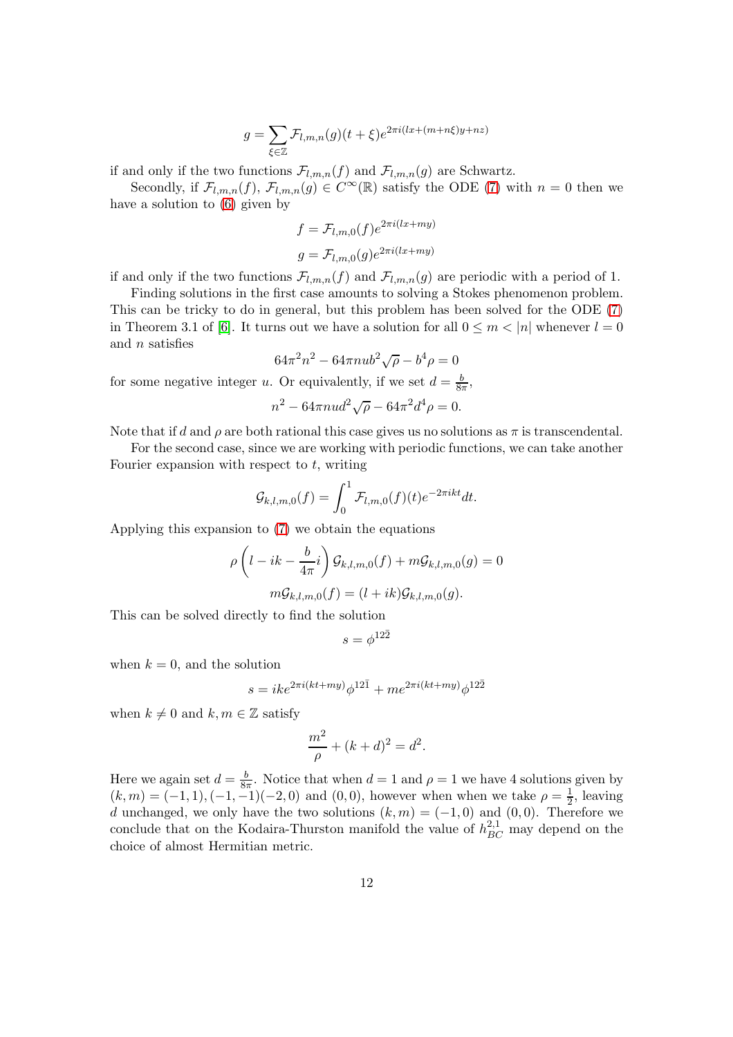$$g = \sum_{\xi \in \mathbb{Z}} \mathcal{F}_{l,m,n}(g)(t+\xi) e^{2\pi i(lx+(m+n\xi)y+nz)}$$

if and only if the two functions $\mathcal{F}_{l,m,n}(f)$ and $\mathcal{F}_{l,m,n}(g)$ are Schwartz.

Secondly, if $\mathcal{F}_{l,m,n}(f)$, $\mathcal{F}_{l,m,n}(g) \in C^\infty(\mathbb{R})$ satisfy the ODE (7) with $n = 0$ then we have a solution to (6) given by

$$f = \mathcal{F}_{l,m,0}(f) e^{2\pi i(lx+my)}$$

$$g = \mathcal{F}_{l,m,0}(g) e^{2\pi i(lx+my)}$$

if and only if the two functions $\mathcal{F}_{l,m,n}(f)$ and $\mathcal{F}_{l,m,n}(g)$ are periodic with a period of 1.

Finding solutions in the first case amounts to solving a Stokes phenomenon problem. This can be tricky to do in general, but this problem has been solved for the ODE (7) in Theorem 3.1 of [6]. It turns out we have a solution for all $0 \leq m < |n|$ whenever $l = 0$ and $n$ satisfies

$$64\pi^2 n^2 - 64\pi n u b^2 \sqrt{\rho} - b^4 \rho = 0$$

for some negative integer $u$. Or equivalently, if we set $d = \frac{b}{8\pi}$,

$$n^2 - 64\pi n u d^2 \sqrt{\rho} - 64\pi^2 d^4 \rho = 0.$$

Note that if $d$ and $\rho$ are both rational this case gives us no solutions as $\pi$ is transcendental.

For the second case, since we are working with periodic functions, we can take another Fourier expansion with respect to $t$, writing

$$\mathcal{G}_{k,l,m,0}(f) = \int_0^1 \mathcal{F}_{l,m,0}(f)(t) e^{-2\pi i k t} dt.$$

Applying this expansion to (7) we obtain the equations

$$\rho \left( l - ik - \frac{b}{4\pi} i \right) \mathcal{G}_{k,l,m,0}(f) + m \mathcal{G}_{k,l,m,0}(g) = 0$$

$$m \mathcal{G}_{k,l,m,0}(f) = (l + ik) \mathcal{G}_{k,l,m,0}(g).$$

This can be solved directly to find the solution

$$s = \phi^{12\bar{2}}$$

when $k = 0$, and the solution

$$s = ike^{2\pi i(kt+my)} \phi^{12\bar{1}} + me^{2\pi i(kt+my)} \phi^{12\bar{2}}$$

when $k \neq 0$ and $k, m \in \mathbb{Z}$ satisfy

$$\frac{m^2}{\rho} + (k + d)^2 = d^2.$$

Here we again set $d = \frac{b}{8\pi}$. Notice that when $d = 1$ and $\rho = 1$ we have 4 solutions given by $(k, m) = (-1, 1), (-1, -1)(-2, 0)$ and $(0, 0)$, however when when we take $\rho = \frac{1}{2}$, leaving $d$ unchanged, we only have the two solutions $(k, m) = (-1, 0)$ and $(0, 0)$. Therefore we conclude that on the Kodaira-Thurston manifold the value of $h^{2,1}_{BC}$ may depend on the choice of almost Hermitian metric.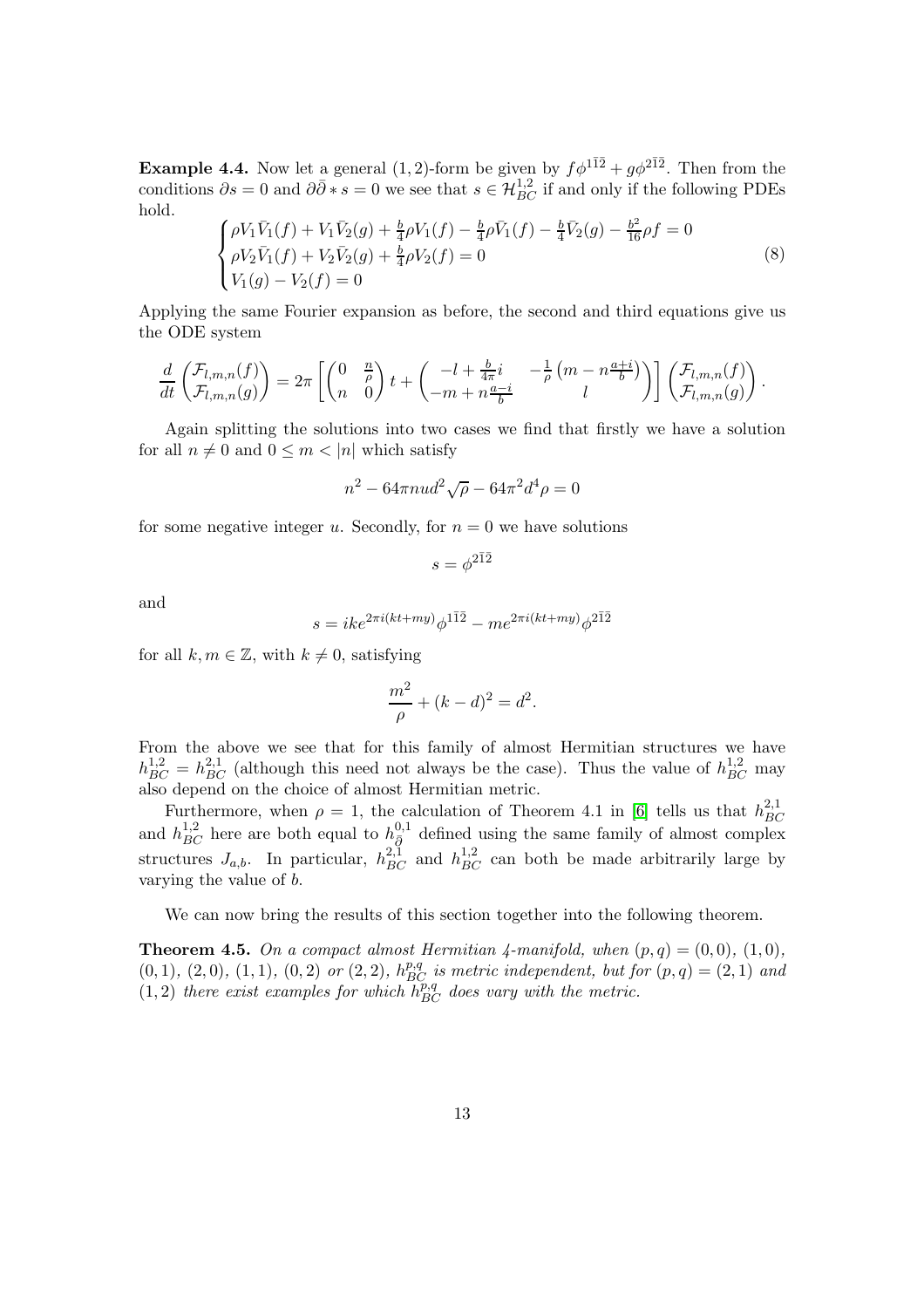**Example 4.4.** Now let a general $(1,2)$-form be given by $f\phi^{1\bar{1}\bar{2}} + g\phi^{2\bar{1}\bar{2}}$. Then from the conditions $\partial s = 0$ and $\partial\bar{\partial} * s = 0$ we see that $s \in \mathcal{H}^{1,2}_{BC}$ if and only if the following PDEs hold.

$$\begin{cases} \rho V_1\bar{V}_1(f) + V_1\bar{V}_2(g) + \frac{b}{4}\rho V_1(f) - \frac{b}{4}\rho\bar{V}_1(f) - \frac{b}{4}\bar{V}_2(g) - \frac{b^2}{16}\rho f = 0 \\ \rho V_2\bar{V}_1(f) + V_2\bar{V}_2(g) + \frac{b}{4}\rho V_2(f) = 0 \\ V_1(g) - V_2(f) = 0 \end{cases} \tag{8}$$

Applying the same Fourier expansion as before, the second and third equations give us the ODE system

$$\frac{d}{dt}\begin{pmatrix} \mathcal{F}_{l,m,n}(f) \\ \mathcal{F}_{l,m,n}(g) \end{pmatrix} = 2\pi \left[ \begin{pmatrix} 0 & \frac{n}{\rho} \\ n & 0 \end{pmatrix} t + \begin{pmatrix} -l + \frac{b}{4\pi}i & -\frac{1}{\rho}\left(m - n\frac{a+i}{b}\right) \\ -m + n\frac{a-i}{b} & l \end{pmatrix} \right] \begin{pmatrix} \mathcal{F}_{l,m,n}(f) \\ \mathcal{F}_{l,m,n}(g) \end{pmatrix}.$$

Again splitting the solutions into two cases we find that firstly we have a solution for all $n \neq 0$ and $0 \leq m < |n|$ which satisfy

$$n^2 - 64\pi n u d^2\sqrt{\rho} - 64\pi^2 d^4 \rho = 0$$

for some negative integer $u$. Secondly, for $n = 0$ we have solutions

$$s = \phi^{2\bar{1}\bar{2}}$$

and

$$s = ike^{2\pi i(kt+my)}\phi^{1\bar{1}\bar{2}} - me^{2\pi i(kt+my)}\phi^{2\bar{1}\bar{2}}$$

for all $k, m \in \mathbb{Z}$, with $k \neq 0$, satisfying

$$\frac{m^2}{\rho} + (k - d)^2 = d^2.$$

From the above we see that for this family of almost Hermitian structures we have $h^{1,2}_{BC} = h^{2,1}_{BC}$ (although this need not always be the case). Thus the value of $h^{1,2}_{BC}$ may also depend on the choice of almost Hermitian metric.

Furthermore, when $\rho = 1$, the calculation of Theorem 4.1 in [6] tells us that $h^{2,1}_{BC}$ and $h^{1,2}_{BC}$ here are both equal to $h^{0,1}_{\bar{\partial}}$ defined using the same family of almost complex structures $J_{a,b}$. In particular, $h^{2,1}_{BC}$ and $h^{1,2}_{BC}$ can both be made arbitrarily large by varying the value of $b$.

We can now bring the results of this section together into the following theorem.

**Theorem 4.5.** *On a compact almost Hermitian 4-manifold, when $(p,q) = (0,0)$, $(1,0)$, $(0,1)$, $(2,0)$, $(1,1)$, $(0,2)$ or $(2,2)$, $h^{p,q}_{BC}$ is metric independent, but for $(p,q) = (2,1)$ and $(1,2)$ there exist examples for which $h^{p,q}_{BC}$ does vary with the metric.*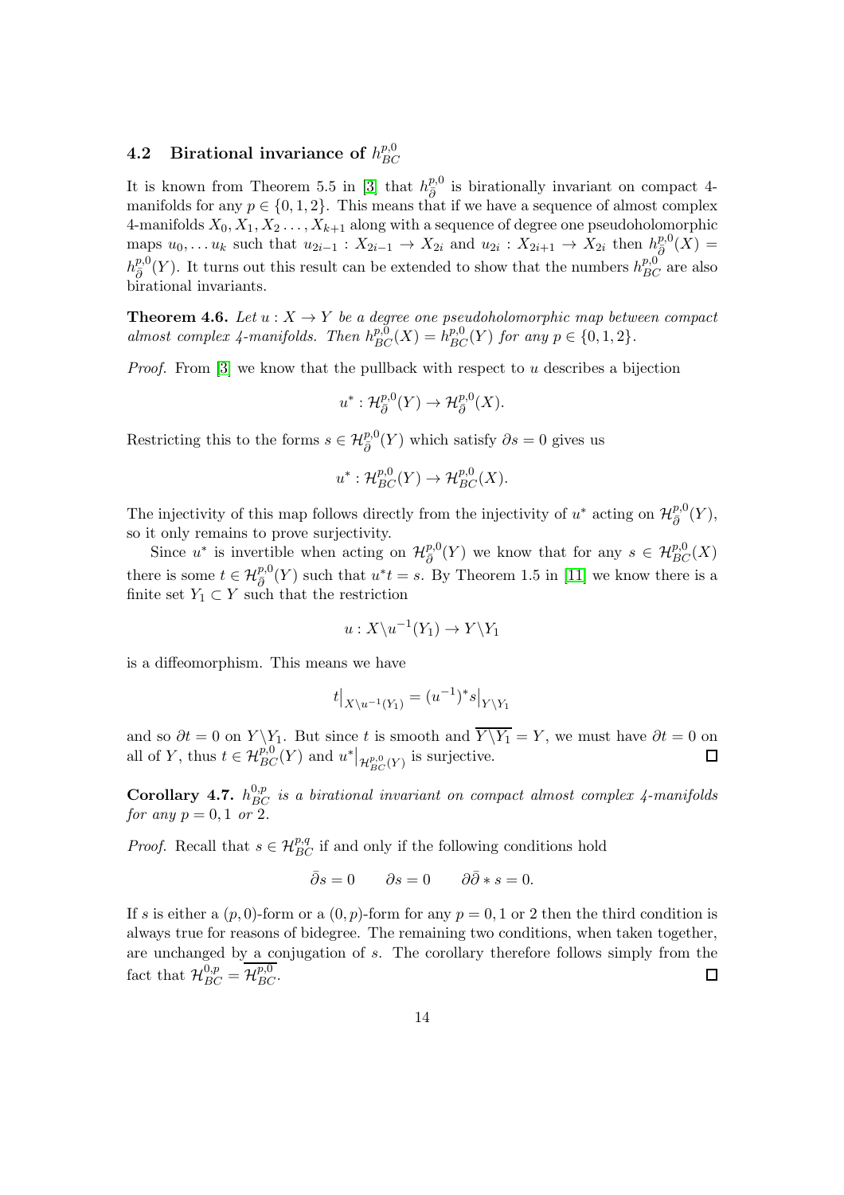### 4.2 Birational invariance of $h^{p,0}_{BC}$

It is known from Theorem 5.5 in [3] that $h^{p,0}_{\bar\partial}$ is birationally invariant on compact 4-manifolds for any $p \in \{0,1,2\}$. This means that if we have a sequence of almost complex 4-manifolds $X_0, X_1, X_2 \ldots, X_{k+1}$ along with a sequence of degree one pseudoholomorphic maps $u_0, \ldots u_k$ such that $u_{2i-1} : X_{2i-1} \to X_{2i}$ and $u_{2i} : X_{2i+1} \to X_{2i}$ then $h^{p,0}_{\bar\partial}(X) = h^{p,0}_{\bar\partial}(Y)$. It turns out this result can be extended to show that the numbers $h^{p,0}_{BC}$ are also birational invariants.

**Theorem 4.6.** *Let $u : X \to Y$ be a degree one pseudoholomorphic map between compact almost complex 4-manifolds. Then $h^{p,0}_{BC}(X) = h^{p,0}_{BC}(Y)$ for any $p \in \{0,1,2\}$.*

*Proof.* From [3] we know that the pullback with respect to $u$ describes a bijection

$$u^* : \mathcal{H}^{p,0}_{\bar\partial}(Y) \to \mathcal{H}^{p,0}_{\bar\partial}(X).$$

Restricting this to the forms $s \in \mathcal{H}^{p,0}_{\bar\partial}(Y)$ which satisfy $\partial s = 0$ gives us

$$u^* : \mathcal{H}^{p,0}_{BC}(Y) \to \mathcal{H}^{p,0}_{BC}(X).$$

The injectivity of this map follows directly from the injectivity of $u^*$ acting on $\mathcal{H}^{p,0}_{\bar\partial}(Y)$, so it only remains to prove surjectivity.

Since $u^*$ is invertible when acting on $\mathcal{H}^{p,0}_{\bar\partial}(Y)$ we know that for any $s \in \mathcal{H}^{p,0}_{BC}(X)$ there is some $t \in \mathcal{H}^{p,0}_{\bar\partial}(Y)$ such that $u^* t = s$. By Theorem 1.5 in [11] we know there is a finite set $Y_1 \subset Y$ such that the restriction

$$u : X \backslash u^{-1}(Y_1) \to Y \backslash Y_1$$

is a diffeomorphism. This means we have

$$t\big|_{X\backslash u^{-1}(Y_1)} = (u^{-1})^* s\big|_{Y\backslash Y_1}$$

and so $\partial t = 0$ on $Y\backslash Y_1$. But since $t$ is smooth and $\overline{Y\backslash Y_1} = Y$, we must have $\partial t = 0$ on all of $Y$, thus $t \in \mathcal{H}^{p,0}_{BC}(Y)$ and $u^*\big|_{\mathcal{H}^{p,0}_{BC}(Y)}$ is surjective. $\square$

**Corollary 4.7.** *$h^{0,p}_{BC}$ is a birational invariant on compact almost complex 4-manifolds for any $p = 0, 1$ or $2$.*

*Proof.* Recall that $s \in \mathcal{H}^{p,q}_{BC}$ if and only if the following conditions hold

$$\bar\partial s = 0 \qquad \partial s = 0 \qquad \partial\bar\partial * s = 0.$$

If $s$ is either a $(p,0)$-form or a $(0,p)$-form for any $p = 0, 1$ or $2$ then the third condition is always true for reasons of bidegree. The remaining two conditions, when taken together, are unchanged by a conjugation of $s$. The corollary therefore follows simply from the fact that $\mathcal{H}^{0,p}_{BC} = \overline{\mathcal{H}^{p,0}_{BC}}$. $\square$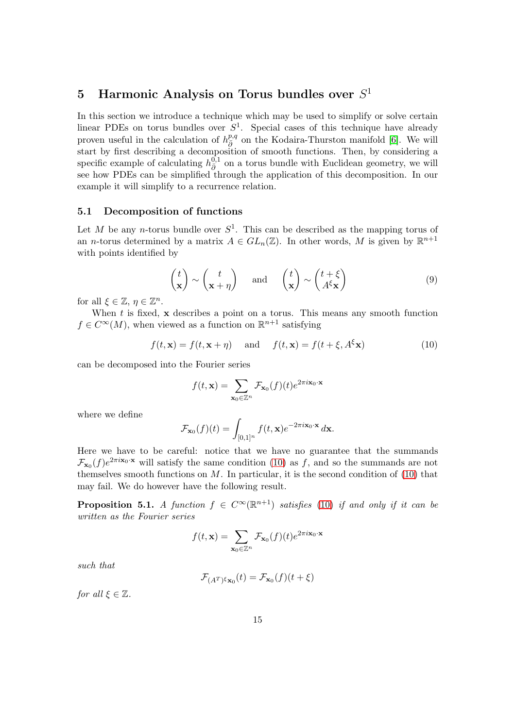## 5 Harmonic Analysis on Torus bundles over $S^1$

In this section we introduce a technique which may be used to simplify or solve certain linear PDEs on torus bundles over $S^1$. Special cases of this technique have already proven useful in the calculation of $h^{p,q}_{\bar{\partial}}$ on the Kodaira-Thurston manifold [6]. We will start by first describing a decomposition of smooth functions. Then, by considering a specific example of calculating $h^{0,1}_{\bar{\partial}}$ on a torus bundle with Euclidean geometry, we will see how PDEs can be simplified through the application of this decomposition. In our example it will simplify to a recurrence relation.

### 5.1 Decomposition of functions

Let $M$ be any $n$-torus bundle over $S^1$. This can be described as the mapping torus of an $n$-torus determined by a matrix $A \in GL_n(\mathbb{Z})$. In other words, $M$ is given by $\mathbb{R}^{n+1}$ with points identified by

$$\begin{pmatrix} t \\ \mathbf{x} \end{pmatrix} \sim \begin{pmatrix} t \\ \mathbf{x} + \eta \end{pmatrix} \quad \text{and} \quad \begin{pmatrix} t \\ \mathbf{x} \end{pmatrix} \sim \begin{pmatrix} t + \xi \\ A^\xi \mathbf{x} \end{pmatrix} \tag{9}$$

for all $\xi \in \mathbb{Z}$, $\eta \in \mathbb{Z}^n$.

When $t$ is fixed, $\mathbf{x}$ describes a point on a torus. This means any smooth function $f \in C^\infty(M)$, when viewed as a function on $\mathbb{R}^{n+1}$ satisfying

$$f(t, \mathbf{x}) = f(t, \mathbf{x} + \eta) \quad \text{and} \quad f(t, \mathbf{x}) = f(t + \xi, A^\xi \mathbf{x}) \tag{10}$$

can be decomposed into the Fourier series

$$f(t, \mathbf{x}) = \sum_{\mathbf{x}_0 \in \mathbb{Z}^n} \mathcal{F}_{\mathbf{x}_0}(f)(t) e^{2\pi i \mathbf{x}_0 \cdot \mathbf{x}}$$

where we define

$$\mathcal{F}_{\mathbf{x}_0}(f)(t) = \int_{[0,1]^n} f(t, \mathbf{x}) e^{-2\pi i \mathbf{x}_0 \cdot \mathbf{x}} \, d\mathbf{x}.$$

Here we have to be careful: notice that we have no guarantee that the summands $\mathcal{F}_{\mathbf{x}_0}(f) e^{2\pi i \mathbf{x}_0 \cdot \mathbf{x}}$ will satisfy the same condition (10) as $f$, and so the summands are not themselves smooth functions on $M$. In particular, it is the second condition of (10) that may fail. We do however have the following result.

**Proposition 5.1.** *A function $f \in C^\infty(\mathbb{R}^{n+1})$ satisfies (10) if and only if it can be written as the Fourier series*

$$f(t, \mathbf{x}) = \sum_{\mathbf{x}_0 \in \mathbb{Z}^n} \mathcal{F}_{\mathbf{x}_0}(f)(t) e^{2\pi i \mathbf{x}_0 \cdot \mathbf{x}}$$

*such that*

$$\mathcal{F}_{(A^T)^\xi \mathbf{x}_0}(t) = \mathcal{F}_{\mathbf{x}_0}(f)(t + \xi)$$

*for all $\xi \in \mathbb{Z}$.*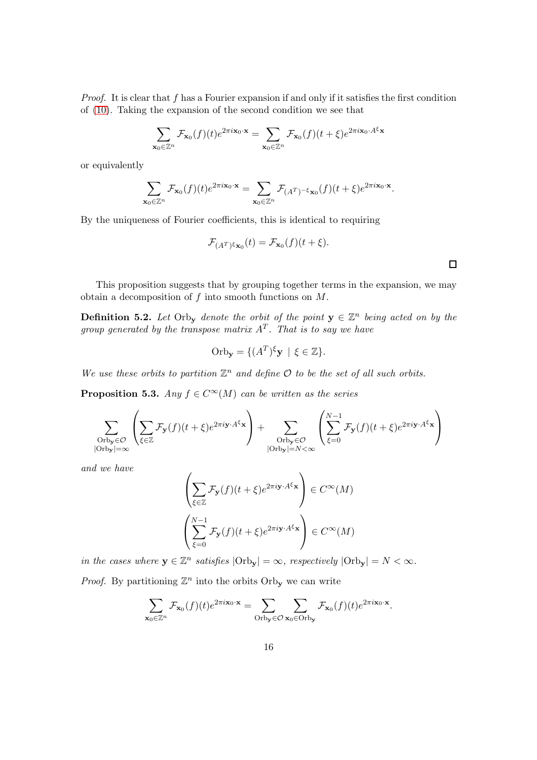*Proof.* It is clear that $f$ has a Fourier expansion if and only if it satisfies the first condition of (10). Taking the expansion of the second condition we see that

$$\sum_{\mathbf{x}_0 \in \mathbb{Z}^n} \mathcal{F}_{\mathbf{x}_0}(f)(t) e^{2\pi i \mathbf{x}_0 \cdot \mathbf{x}} = \sum_{\mathbf{x}_0 \in \mathbb{Z}^n} \mathcal{F}_{\mathbf{x}_0}(f)(t+\xi) e^{2\pi i \mathbf{x}_0 \cdot A^{\xi} \mathbf{x}}$$

or equivalently

$$\sum_{\mathbf{x}_0 \in \mathbb{Z}^n} \mathcal{F}_{\mathbf{x}_0}(f)(t) e^{2\pi i \mathbf{x}_0 \cdot \mathbf{x}} = \sum_{\mathbf{x}_0 \in \mathbb{Z}^n} \mathcal{F}_{(A^T)^{-\xi}\mathbf{x}_0}(f)(t+\xi) e^{2\pi i \mathbf{x}_0 \cdot \mathbf{x}}.$$

By the uniqueness of Fourier coefficients, this is identical to requiring

$$\mathcal{F}_{(A^T)^{\xi}\mathbf{x}_0}(t) = \mathcal{F}_{\mathbf{x}_0}(f)(t+\xi).$$

$\square$

This proposition suggests that by grouping together terms in the expansion, we may obtain a decomposition of $f$ into smooth functions on $M$.

**Definition 5.2.** *Let* $\mathrm{Orb}_{\mathbf{y}}$ *denote the orbit of the point* $\mathbf{y} \in \mathbb{Z}^n$ *being acted on by the group generated by the transpose matrix* $A^T$*. That is to say we have*

$$\mathrm{Orb}_{\mathbf{y}} = \{(A^T)^{\xi}\mathbf{y} \mid \xi \in \mathbb{Z}\}.$$

*We use these orbits to partition* $\mathbb{Z}^n$ *and define* $\mathcal{O}$ *to be the set of all such orbits.*

**Proposition 5.3.** *Any* $f \in C^{\infty}(M)$ *can be written as the series*

$$\sum_{\substack{\mathrm{Orb}_{\mathbf{y}} \in \mathcal{O} \\ |\mathrm{Orb}_{\mathbf{y}}| = \infty}} \left( \sum_{\xi \in \mathbb{Z}} \mathcal{F}_{\mathbf{y}}(f)(t+\xi) e^{2\pi i \mathbf{y} \cdot A^{\xi}\mathbf{x}} \right) + \sum_{\substack{\mathrm{Orb}_{\mathbf{y}} \in \mathcal{O} \\ |\mathrm{Orb}_{\mathbf{y}}| = N < \infty}} \left( \sum_{\xi=0}^{N-1} \mathcal{F}_{\mathbf{y}}(f)(t+\xi) e^{2\pi i \mathbf{y} \cdot A^{\xi}\mathbf{x}} \right)$$

*and we have*

$$\left( \sum_{\xi \in \mathbb{Z}} \mathcal{F}_{\mathbf{y}}(f)(t+\xi) e^{2\pi i \mathbf{y} \cdot A^{\xi}\mathbf{x}} \right) \in C^{\infty}(M)$$

$$\left( \sum_{\xi=0}^{N-1} \mathcal{F}_{\mathbf{y}}(f)(t+\xi) e^{2\pi i \mathbf{y} \cdot A^{\xi}\mathbf{x}} \right) \in C^{\infty}(M)$$

*in the cases where* $\mathbf{y} \in \mathbb{Z}^n$ *satisfies* $|\mathrm{Orb}_{\mathbf{y}}| = \infty$*, respectively* $|\mathrm{Orb}_{\mathbf{y}}| = N < \infty$*.*

*Proof.* By partitioning $\mathbb{Z}^n$ into the orbits $\mathrm{Orb}_{\mathbf{y}}$ we can write

$$\sum_{\mathbf{x}_0 \in \mathbb{Z}^n} \mathcal{F}_{\mathbf{x}_0}(f)(t) e^{2\pi i \mathbf{x}_0 \cdot \mathbf{x}} = \sum_{\mathrm{Orb}_{\mathbf{y}} \in \mathcal{O}} \sum_{\mathbf{x}_0 \in \mathrm{Orb}_{\mathbf{y}}} \mathcal{F}_{\mathbf{x}_0}(f)(t) e^{2\pi i \mathbf{x}_0 \cdot \mathbf{x}}.$$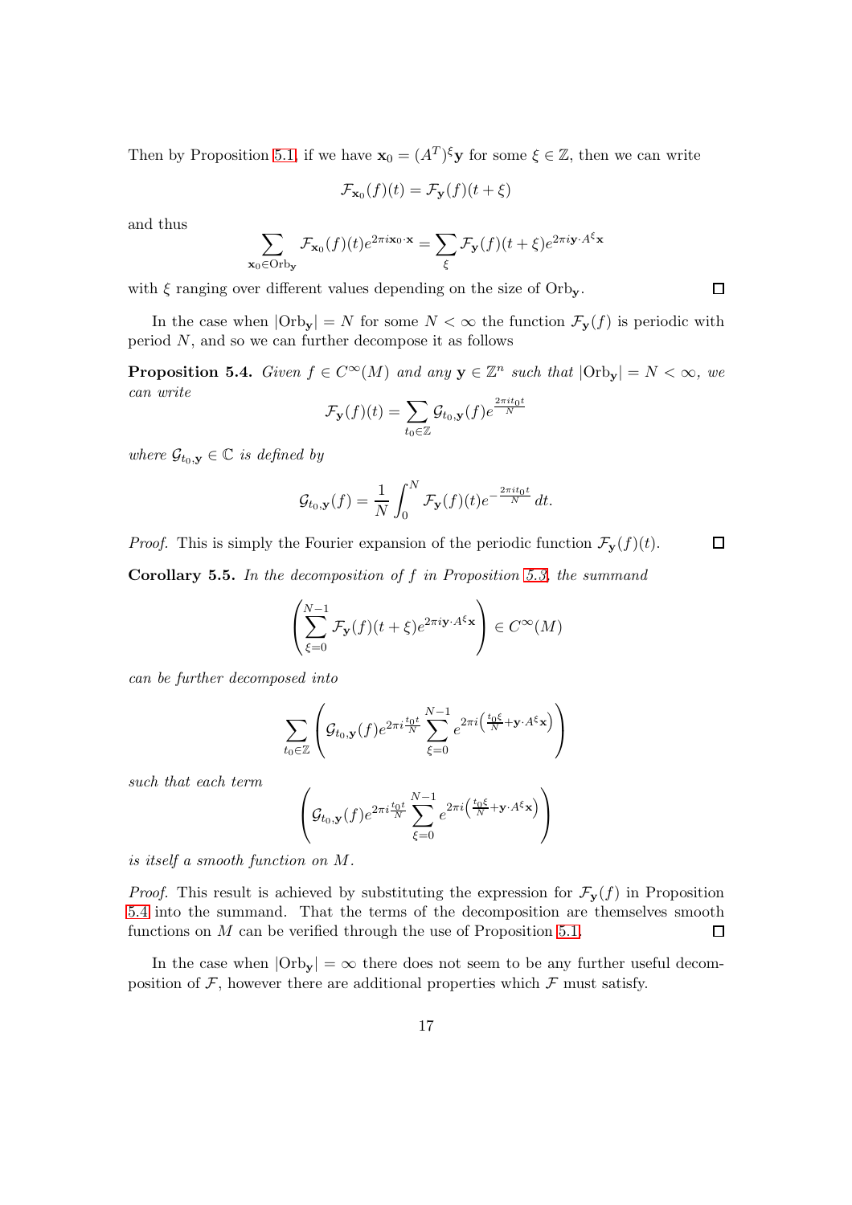Then by Proposition 5.1, if we have $\mathbf{x}_0 = (A^T)^\xi \mathbf{y}$ for some $\xi \in \mathbb{Z}$, then we can write

$$\mathcal{F}_{\mathbf{x}_0}(f)(t) = \mathcal{F}_{\mathbf{y}}(f)(t+\xi)$$

and thus

$$\sum_{\mathbf{x}_0 \in \mathrm{Orb}_{\mathbf{y}}} \mathcal{F}_{\mathbf{x}_0}(f)(t) e^{2\pi i \mathbf{x}_0 \cdot \mathbf{x}} = \sum_{\xi} \mathcal{F}_{\mathbf{y}}(f)(t+\xi) e^{2\pi i \mathbf{y} \cdot A^\xi \mathbf{x}}$$

with $\xi$ ranging over different values depending on the size of $\mathrm{Orb}_{\mathbf{y}}$. □

In the case when $|\mathrm{Orb}_{\mathbf{y}}| = N$ for some $N < \infty$ the function $\mathcal{F}_{\mathbf{y}}(f)$ is periodic with period $N$, and so we can further decompose it as follows

**Proposition 5.4.** *Given $f \in C^\infty(M)$ and any $\mathbf{y} \in \mathbb{Z}^n$ such that $|\mathrm{Orb}_{\mathbf{y}}| = N < \infty$, we can write*

$$\mathcal{F}_{\mathbf{y}}(f)(t) = \sum_{t_0 \in \mathbb{Z}} \mathcal{G}_{t_0,\mathbf{y}}(f) e^{\frac{2\pi i t_0 t}{N}}$$

*where $\mathcal{G}_{t_0,\mathbf{y}} \in \mathbb{C}$ is defined by*

$$\mathcal{G}_{t_0,\mathbf{y}}(f) = \frac{1}{N} \int_0^N \mathcal{F}_{\mathbf{y}}(f)(t) e^{-\frac{2\pi i t_0 t}{N}}\, dt.$$

*Proof.* This is simply the Fourier expansion of the periodic function $\mathcal{F}_{\mathbf{y}}(f)(t)$. □

**Corollary 5.5.** *In the decomposition of $f$ in Proposition 5.3, the summand*

$$\left( \sum_{\xi=0}^{N-1} \mathcal{F}_{\mathbf{y}}(f)(t+\xi) e^{2\pi i \mathbf{y} \cdot A^\xi \mathbf{x}} \right) \in C^\infty(M)$$

*can be further decomposed into*

$$\sum_{t_0 \in \mathbb{Z}} \left( \mathcal{G}_{t_0,\mathbf{y}}(f) e^{2\pi i \frac{t_0 t}{N}} \sum_{\xi=0}^{N-1} e^{2\pi i \left( \frac{t_0 \xi}{N} + \mathbf{y} \cdot A^\xi \mathbf{x} \right)} \right)$$

*such that each term*

$$\left( \mathcal{G}_{t_0,\mathbf{y}}(f) e^{2\pi i \frac{t_0 t}{N}} \sum_{\xi=0}^{N-1} e^{2\pi i \left( \frac{t_0 \xi}{N} + \mathbf{y} \cdot A^\xi \mathbf{x} \right)} \right)$$

*is itself a smooth function on $M$.*

*Proof.* This result is achieved by substituting the expression for $\mathcal{F}_{\mathbf{y}}(f)$ in Proposition 5.4 into the summand. That the terms of the decomposition are themselves smooth functions on $M$ can be verified through the use of Proposition 5.1. □

In the case when $|\mathrm{Orb}_{\mathbf{y}}| = \infty$ there does not seem to be any further useful decomposition of $\mathcal{F}$, however there are additional properties which $\mathcal{F}$ must satisfy.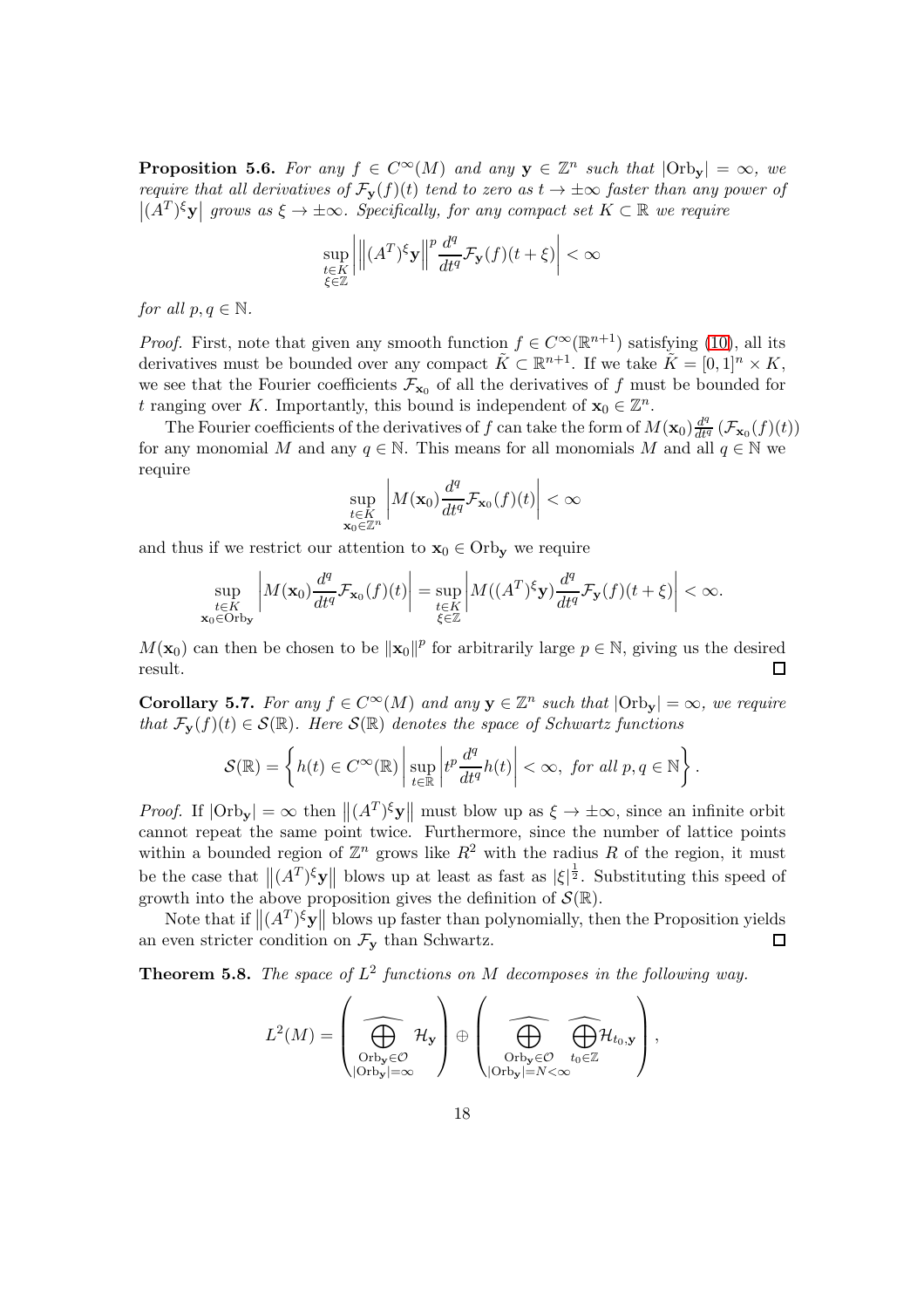**Proposition 5.6.** *For any $f \in C^\infty(M)$ and any $\mathbf{y} \in \mathbb{Z}^n$ such that $|\mathrm{Orb}_\mathbf{y}| = \infty$, we require that all derivatives of $\mathcal{F}_\mathbf{y}(f)(t)$ tend to zero as $t \to \pm\infty$ faster than any power of $|(A^T)^\xi \mathbf{y}|$ grows as $\xi \to \pm\infty$. Specifically, for any compact set $K \subset \mathbb{R}$ we require*

$$\sup_{\substack{t \in K \\ \xi \in \mathbb{Z}}} \left| \left\| (A^T)^\xi \mathbf{y} \right\|^p \frac{d^q}{dt^q} \mathcal{F}_\mathbf{y}(f)(t+\xi) \right| < \infty$$

*for all $p, q \in \mathbb{N}$.*

*Proof.* First, note that given any smooth function $f \in C^\infty(\mathbb{R}^{n+1})$ satisfying (10), all its derivatives must be bounded over any compact $\tilde{K} \subset \mathbb{R}^{n+1}$. If we take $\tilde{K} = [0,1]^n \times K$, we see that the Fourier coefficients $\mathcal{F}_{\mathbf{x}_0}$ of all the derivatives of $f$ must be bounded for $t$ ranging over $K$. Importantly, this bound is independent of $\mathbf{x}_0 \in \mathbb{Z}^n$.

The Fourier coefficients of the derivatives of $f$ can take the form of $M(\mathbf{x}_0) \frac{d^q}{dt^q} (\mathcal{F}_{\mathbf{x}_0}(f)(t))$ for any monomial $M$ and any $q \in \mathbb{N}$. This means for all monomials $M$ and all $q \in \mathbb{N}$ we require

$$\sup_{\substack{t \in K \\ \mathbf{x}_0 \in \mathbb{Z}^n}} \left| M(\mathbf{x}_0) \frac{d^q}{dt^q} \mathcal{F}_{\mathbf{x}_0}(f)(t) \right| < \infty$$

and thus if we restrict our attention to $\mathbf{x}_0 \in \mathrm{Orb}_\mathbf{y}$ we require

$$\sup_{\substack{t \in K \\ \mathbf{x}_0 \in \mathrm{Orb}_\mathbf{y}}} \left| M(\mathbf{x}_0) \frac{d^q}{dt^q} \mathcal{F}_{\mathbf{x}_0}(f)(t) \right| = \sup_{\substack{t \in K \\ \xi \in \mathbb{Z}}} \left| M((A^T)^\xi \mathbf{y}) \frac{d^q}{dt^q} \mathcal{F}_\mathbf{y}(f)(t+\xi) \right| < \infty.$$

$M(\mathbf{x}_0)$ can then be chosen to be $\|\mathbf{x}_0\|^p$ for arbitrarily large $p \in \mathbb{N}$, giving us the desired result. $\square$

**Corollary 5.7.** *For any $f \in C^\infty(M)$ and any $\mathbf{y} \in \mathbb{Z}^n$ such that $|\mathrm{Orb}_\mathbf{y}| = \infty$, we require that $\mathcal{F}_\mathbf{y}(f)(t) \in \mathcal{S}(\mathbb{R})$. Here $\mathcal{S}(\mathbb{R})$ denotes the space of Schwartz functions*

$$\mathcal{S}(\mathbb{R}) = \left\{ h(t) \in C^\infty(\mathbb{R}) \,\middle|\, \sup_{t \in \mathbb{R}} \left| t^p \frac{d^q}{dt^q} h(t) \right| < \infty, \text{ for all } p, q \in \mathbb{N} \right\}.$$

*Proof.* If $|\mathrm{Orb}_\mathbf{y}| = \infty$ then $\|(A^T)^\xi \mathbf{y}\|$ must blow up as $\xi \to \pm\infty$, since an infinite orbit cannot repeat the same point twice. Furthermore, since the number of lattice points within a bounded region of $\mathbb{Z}^n$ grows like $R^2$ with the radius $R$ of the region, it must be the case that $\|(A^T)^\xi \mathbf{y}\|$ blows up at least as fast as $|\xi|^{\frac{1}{2}}$. Substituting this speed of growth into the above proposition gives the definition of $\mathcal{S}(\mathbb{R})$.

Note that if $\|(A^T)^\xi \mathbf{y}\|$ blows up faster than polynomially, then the Proposition yields an even stricter condition on $\mathcal{F}_\mathbf{y}$ than Schwartz. $\square$

**Theorem 5.8.** *The space of $L^2$ functions on $M$ decomposes in the following way.*

$$L^2(M) = \left( \widehat{\bigoplus_{\substack{\mathrm{Orb}_\mathbf{y} \in \mathcal{O} \\ |\mathrm{Orb}_\mathbf{y}| = \infty}}} \mathcal{H}_\mathbf{y} \right) \oplus \left( \widehat{\bigoplus_{\substack{\mathrm{Orb}_\mathbf{y} \in \mathcal{O} \\ |\mathrm{Orb}_\mathbf{y}| = N < \infty}}} \widehat{\bigoplus_{t_0 \in \mathbb{Z}}} \mathcal{H}_{t_0, \mathbf{y}} \right),$$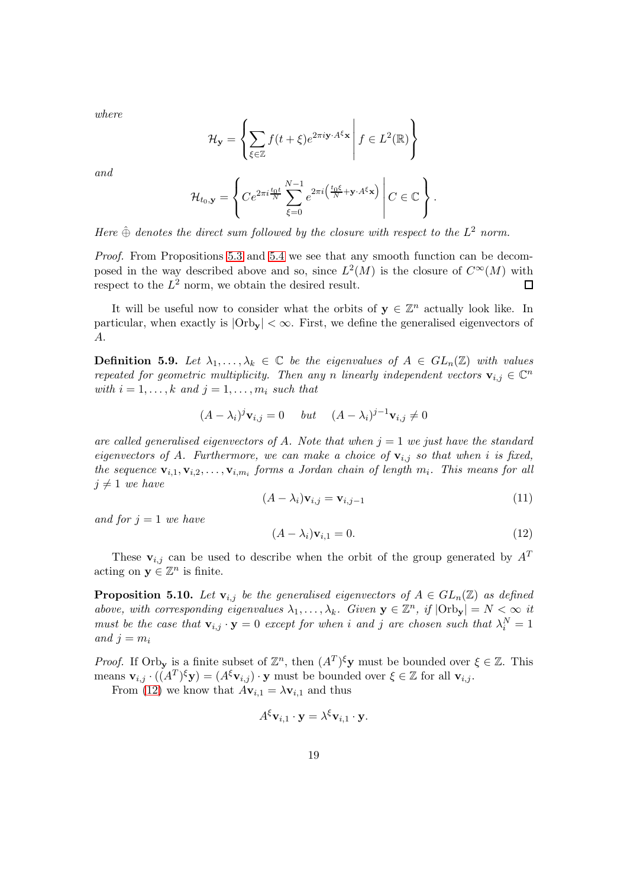*where*

$$\mathcal{H}_{\mathbf{y}} = \left\{ \sum_{\xi\in\mathbb{Z}} f(t+\xi) e^{2\pi i \mathbf{y}\cdot A^{\xi}\mathbf{x}} \,\middle|\, f \in L^2(\mathbb{R}) \right\}$$

*and*

$$\mathcal{H}_{t_0,\mathbf{y}} = \left\{ C e^{2\pi i \frac{t_0 t}{N}} \sum_{\xi=0}^{N-1} e^{2\pi i \left(\frac{t_0 \xi}{N} + \mathbf{y}\cdot A^{\xi}\mathbf{x}\right)} \,\middle|\, C \in \mathbb{C} \right\}.$$

*Here $\hat{\oplus}$ denotes the direct sum followed by the closure with respect to the $L^2$ norm.*

*Proof.* From Propositions 5.3 and 5.4 we see that any smooth function can be decomposed in the way described above and so, since $L^2(M)$ is the closure of $C^{\infty}(M)$ with respect to the $L^2$ norm, we obtain the desired result. □

It will be useful now to consider what the orbits of $\mathbf{y} \in \mathbb{Z}^n$ actually look like. In particular, when exactly is $|\mathrm{Orb}_{\mathbf{y}}| < \infty$. First, we define the generalised eigenvectors of $A$.

**Definition 5.9.** *Let $\lambda_1, \ldots, \lambda_k \in \mathbb{C}$ be the eigenvalues of $A \in GL_n(\mathbb{Z})$ with values repeated for geometric multiplicity. Then any $n$ linearly independent vectors $\mathbf{v}_{i,j} \in \mathbb{C}^n$ with $i = 1, \ldots, k$ and $j = 1, \ldots, m_i$ such that*

$$(A - \lambda_i)^j \mathbf{v}_{i,j} = 0 \quad \text{but} \quad (A - \lambda_i)^{j-1}\mathbf{v}_{i,j} \neq 0$$

*are called generalised eigenvectors of $A$. Note that when $j = 1$ we just have the standard eigenvectors of $A$. Furthermore, we can make a choice of $\mathbf{v}_{i,j}$ so that when $i$ is fixed, the sequence $\mathbf{v}_{i,1}, \mathbf{v}_{i,2}, \ldots, \mathbf{v}_{i,m_i}$ forms a Jordan chain of length $m_i$. This means for all $j \neq 1$ we have*

$$(A - \lambda_i)\mathbf{v}_{i,j} = \mathbf{v}_{i,j-1} \tag{11}$$

*and for $j = 1$ we have*

$$(A - \lambda_i)\mathbf{v}_{i,1} = 0. \tag{12}$$

These $\mathbf{v}_{i,j}$ can be used to describe when the orbit of the group generated by $A^T$ acting on $\mathbf{y} \in \mathbb{Z}^n$ is finite.

**Proposition 5.10.** *Let $\mathbf{v}_{i,j}$ be the generalised eigenvectors of $A \in GL_n(\mathbb{Z})$ as defined above, with corresponding eigenvalues $\lambda_1, \ldots, \lambda_k$. Given $\mathbf{y} \in \mathbb{Z}^n$, if $|\mathrm{Orb}_{\mathbf{y}}| = N < \infty$ it must be the case that $\mathbf{v}_{i,j} \cdot \mathbf{y} = 0$ except for when $i$ and $j$ are chosen such that $\lambda_i^N = 1$ and $j = m_i$*

*Proof.* If $\mathrm{Orb}_{\mathbf{y}}$ is a finite subset of $\mathbb{Z}^n$, then $(A^T)^{\xi}\mathbf{y}$ must be bounded over $\xi \in \mathbb{Z}$. This means $\mathbf{v}_{i,j} \cdot ((A^T)^{\xi}\mathbf{y}) = (A^{\xi}\mathbf{v}_{i,j}) \cdot \mathbf{y}$ must be bounded over $\xi \in \mathbb{Z}$ for all $\mathbf{v}_{i,j}$.

From (12) we know that $A\mathbf{v}_{i,1} = \lambda\mathbf{v}_{i,1}$ and thus

$$A^{\xi}\mathbf{v}_{i,1} \cdot \mathbf{y} = \lambda^{\xi}\mathbf{v}_{i,1} \cdot \mathbf{y}.$$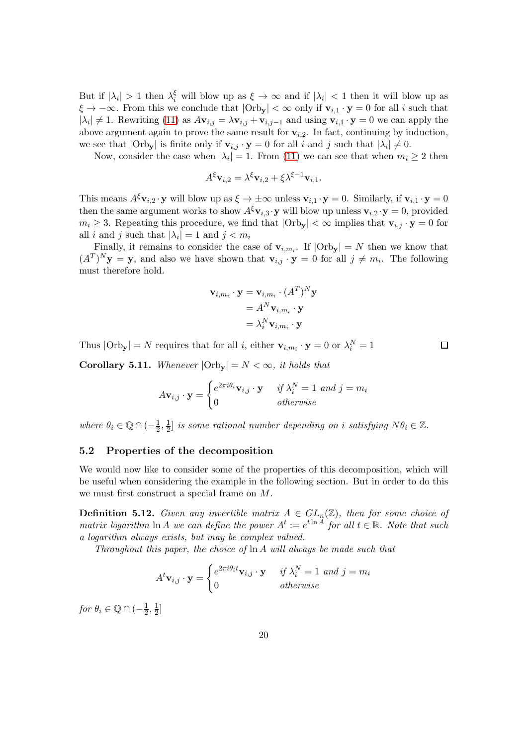But if $|\lambda_i| > 1$ then $\lambda_i^\xi$ will blow up as $\xi \to \infty$ and if $|\lambda_i| < 1$ then it will blow up as $\xi \to -\infty$. From this we conclude that $|\text{Orb}_\mathbf{y}| < \infty$ only if $\mathbf{v}_{i,1} \cdot \mathbf{y} = 0$ for all $i$ such that $|\lambda_i| \neq 1$. Rewriting (11) as $A\mathbf{v}_{i,j} = \lambda \mathbf{v}_{i,j} + \mathbf{v}_{i,j-1}$ and using $\mathbf{v}_{i,1} \cdot \mathbf{y} = 0$ we can apply the above argument again to prove the same result for $\mathbf{v}_{i,2}$. In fact, continuing by induction, we see that $|\text{Orb}_\mathbf{y}|$ is finite only if $\mathbf{v}_{i,j} \cdot \mathbf{y} = 0$ for all $i$ and $j$ such that $|\lambda_i| \neq 0$.

Now, consider the case when $|\lambda_i| = 1$. From (11) we can see that when $m_i \geq 2$ then

$$A^\xi \mathbf{v}_{i,2} = \lambda^\xi \mathbf{v}_{i,2} + \xi \lambda^{\xi - 1} \mathbf{v}_{i,1}.$$

This means $A^\xi \mathbf{v}_{i,2} \cdot \mathbf{y}$ will blow up as $\xi \to \pm\infty$ unless $\mathbf{v}_{i,1} \cdot \mathbf{y} = 0$. Similarly, if $\mathbf{v}_{i,1} \cdot \mathbf{y} = 0$ then the same argument works to show $A^\xi \mathbf{v}_{i,3} \cdot \mathbf{y}$ will blow up unless $\mathbf{v}_{i,2} \cdot \mathbf{y} = 0$, provided $m_i \geq 3$. Repeating this procedure, we find that $|\text{Orb}_\mathbf{y}| < \infty$ implies that $\mathbf{v}_{i,j} \cdot \mathbf{y} = 0$ for all $i$ and $j$ such that $|\lambda_i| = 1$ and $j < m_i$

Finally, it remains to consider the case of $\mathbf{v}_{i,m_i}$. If $|\text{Orb}_\mathbf{y}| = N$ then we know that $(A^T)^N \mathbf{y} = \mathbf{y}$, and also we have shown that $\mathbf{v}_{i,j} \cdot \mathbf{y} = 0$ for all $j \neq m_i$. The following must therefore hold.

$$\begin{aligned}
\mathbf{v}_{i,m_i} \cdot \mathbf{y} &= \mathbf{v}_{i,m_i} \cdot (A^T)^N \mathbf{y} \\
&= A^N \mathbf{v}_{i,m_i} \cdot \mathbf{y} \\
&= \lambda_i^N \mathbf{v}_{i,m_i} \cdot \mathbf{y}
\end{aligned}$$

Thus $|\text{Orb}_\mathbf{y}| = N$ requires that for all $i$, either $\mathbf{v}_{i,m_i} \cdot \mathbf{y} = 0$ or $\lambda_i^N = 1$ □

**Corollary 5.11.** *Whenever $|\text{Orb}_\mathbf{y}| = N < \infty$, it holds that*

$$A\mathbf{v}_{i,j} \cdot \mathbf{y} = \begin{cases} e^{2\pi i \theta_i} \mathbf{v}_{i,j} \cdot \mathbf{y} & \text{if } \lambda_i^N = 1 \text{ and } j = m_i \\ 0 & \text{otherwise} \end{cases}$$

*where $\theta_i \in \mathbb{Q} \cap (-\frac{1}{2}, \frac{1}{2}]$ is some rational number depending on $i$ satisfying $N\theta_i \in \mathbb{Z}$.*

## 5.2 Properties of the decomposition

We would now like to consider some of the properties of this decomposition, which will be useful when considering the example in the following section. But in order to do this we must first construct a special frame on $M$.

**Definition 5.12.** *Given any invertible matrix $A \in GL_n(\mathbb{Z})$, then for some choice of matrix logarithm $\ln A$ we can define the power $A^t := e^{t \ln A}$ for all $t \in \mathbb{R}$. Note that such a logarithm always exists, but may be complex valued.*

*Throughout this paper, the choice of $\ln A$ will always be made such that*

$$A^t \mathbf{v}_{i,j} \cdot \mathbf{y} = \begin{cases} e^{2\pi i \theta_i t} \mathbf{v}_{i,j} \cdot \mathbf{y} & \text{if } \lambda_i^N = 1 \text{ and } j = m_i \\ 0 & \text{otherwise} \end{cases}$$

*for $\theta_i \in \mathbb{Q} \cap (-\frac{1}{2}, \frac{1}{2}]$*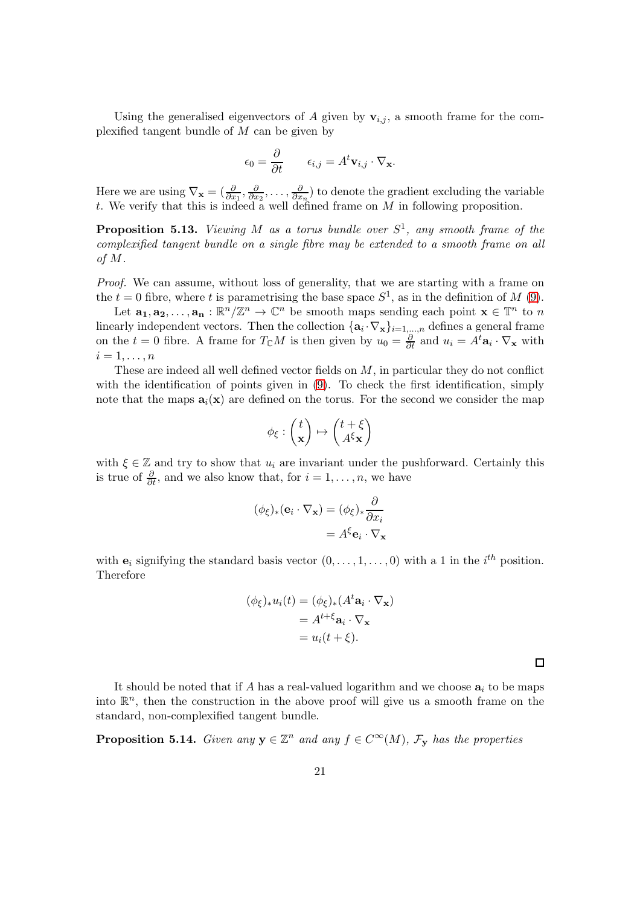Using the generalised eigenvectors of $A$ given by $\mathbf{v}_{i,j}$, a smooth frame for the complexified tangent bundle of $M$ can be given by

$$\epsilon_0 = \frac{\partial}{\partial t} \qquad \epsilon_{i,j} = A^t \mathbf{v}_{i,j} \cdot \nabla_{\mathbf{x}}.$$

Here we are using $\nabla_{\mathbf{x}} = (\frac{\partial}{\partial x_1}, \frac{\partial}{\partial x_2}, \dots, \frac{\partial}{\partial x_n})$ to denote the gradient excluding the variable $t$. We verify that this is indeed a well defined frame on $M$ in following proposition.

**Proposition 5.13.** *Viewing $M$ as a torus bundle over $S^1$, any smooth frame of the complexified tangent bundle on a single fibre may be extended to a smooth frame on all of $M$.*

*Proof.* We can assume, without loss of generality, that we are starting with a frame on the $t = 0$ fibre, where $t$ is parametrising the base space $S^1$, as in the definition of $M$ (9).

Let $\mathbf{a_1}, \mathbf{a_2}, \dots, \mathbf{a_n} : \mathbb{R}^n/\mathbb{Z}^n \to \mathbb{C}^n$ be smooth maps sending each point $\mathbf{x} \in \mathbb{T}^n$ to $n$ linearly independent vectors. Then the collection $\{\mathbf{a}_i \cdot \nabla_{\mathbf{x}}\}_{i=1,\dots,n}$ defines a general frame on the $t = 0$ fibre. A frame for $T_{\mathbb{C}}M$ is then given by $u_0 = \frac{\partial}{\partial t}$ and $u_i = A^t \mathbf{a}_i \cdot \nabla_{\mathbf{x}}$ with $i = 1, \dots, n$

These are indeed all well defined vector fields on $M$, in particular they do not conflict with the identification of points given in (9). To check the first identification, simply note that the maps $\mathbf{a}_i(\mathbf{x})$ are defined on the torus. For the second we consider the map

$$\phi_\xi : \begin{pmatrix} t \\ \mathbf{x} \end{pmatrix} \mapsto \begin{pmatrix} t + \xi \\ A^\xi \mathbf{x} \end{pmatrix}$$

with $\xi \in \mathbb{Z}$ and try to show that $u_i$ are invariant under the pushforward. Certainly this is true of $\frac{\partial}{\partial t}$, and we also know that, for $i = 1, \dots, n$, we have

$$\begin{aligned}
(\phi_\xi)_*(\mathbf{e}_i \cdot \nabla_{\mathbf{x}}) &= (\phi_\xi)_* \frac{\partial}{\partial x_i} \\
&= A^\xi \mathbf{e}_i \cdot \nabla_{\mathbf{x}}
\end{aligned}$$

with $\mathbf{e}_i$ signifying the standard basis vector $(0, \dots, 1, \dots, 0)$ with a 1 in the $i^{th}$ position. Therefore

$$\begin{aligned}
(\phi_\xi)_* u_i(t) &= (\phi_\xi)_*(A^t \mathbf{a}_i \cdot \nabla_{\mathbf{x}}) \\
&= A^{t+\xi} \mathbf{a}_i \cdot \nabla_{\mathbf{x}} \\
&= u_i(t + \xi).
\end{aligned}$$

□

It should be noted that if $A$ has a real-valued logarithm and we choose $\mathbf{a}_i$ to be maps into $\mathbb{R}^n$, then the construction in the above proof will give us a smooth frame on the standard, non-complexified tangent bundle.

**Proposition 5.14.** *Given any $\mathbf{y} \in \mathbb{Z}^n$ and any $f \in C^\infty(M)$, $\mathcal{F}_{\mathbf{y}}$ has the properties*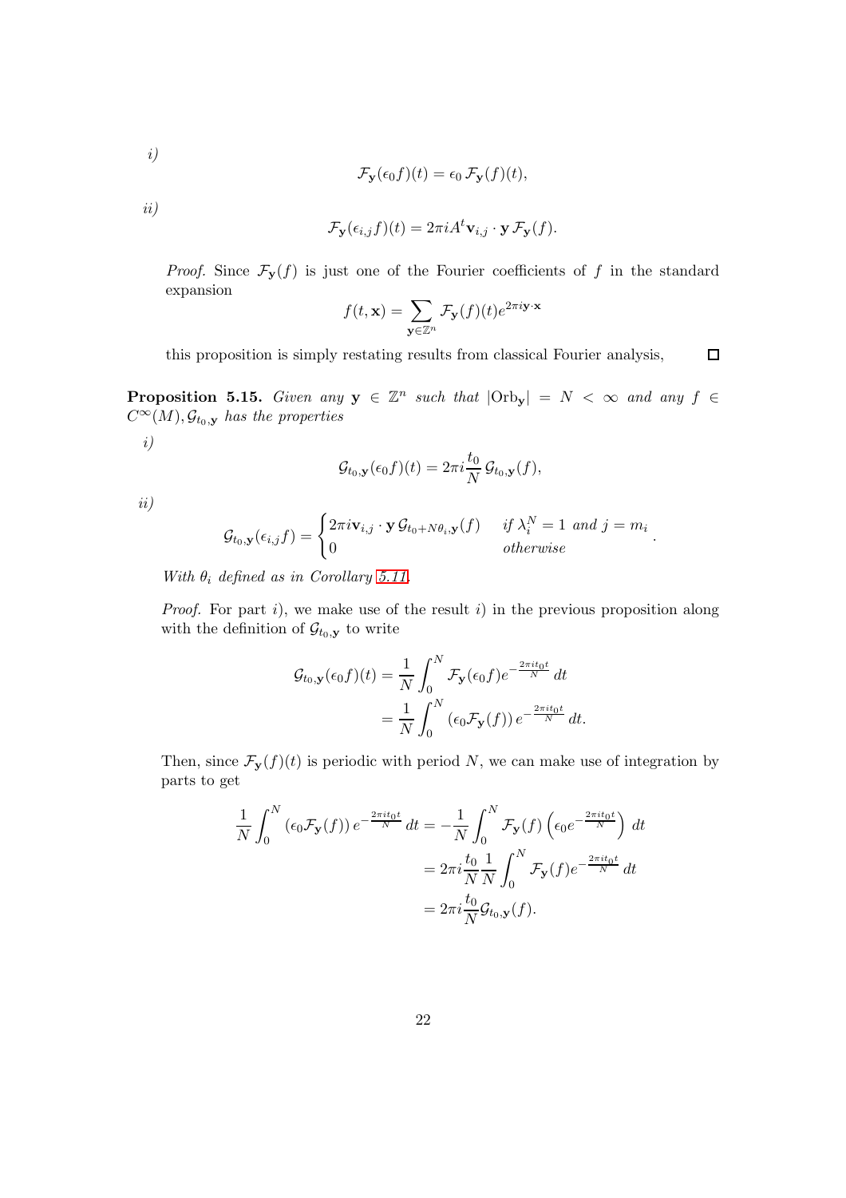*i)*

$$\mathcal{F}_{\mathbf{y}}(\epsilon_0 f)(t) = \epsilon_0\, \mathcal{F}_{\mathbf{y}}(f)(t),$$

*ii)*

$$\mathcal{F}_{\mathbf{y}}(\epsilon_{i,j} f)(t) = 2\pi i A^t \mathbf{v}_{i,j} \cdot \mathbf{y}\, \mathcal{F}_{\mathbf{y}}(f).$$

*Proof.* Since $\mathcal{F}_{\mathbf{y}}(f)$ is just one of the Fourier coefficients of $f$ in the standard expansion

$$f(t, \mathbf{x}) = \sum_{\mathbf{y} \in \mathbb{Z}^n} \mathcal{F}_{\mathbf{y}}(f)(t) e^{2\pi i \mathbf{y} \cdot \mathbf{x}}$$

this proposition is simply restating results from classical Fourier analysis, $\square$

**Proposition 5.15.** *Given any $\mathbf{y} \in \mathbb{Z}^n$ such that $|\mathrm{Orb}_{\mathbf{y}}| = N < \infty$ and any $f \in C^\infty(M), \mathcal{G}_{t_0,\mathbf{y}}$ has the properties*

*i)*

$$\mathcal{G}_{t_0,\mathbf{y}}(\epsilon_0 f)(t) = 2\pi i \frac{t_0}{N}\, \mathcal{G}_{t_0,\mathbf{y}}(f),$$

*ii)*

$$\mathcal{G}_{t_0,\mathbf{y}}(\epsilon_{i,j} f) = \begin{cases} 2\pi i \mathbf{v}_{i,j} \cdot \mathbf{y}\, \mathcal{G}_{t_0 + N\theta_i, \mathbf{y}}(f) & \text{if } \lambda_i^N = 1 \text{ and } j = m_i \\ 0 & \text{otherwise} \end{cases}.$$

*With $\theta_i$ defined as in Corollary 5.11.*

*Proof.* For part *i)*, we make use of the result *i)* in the previous proposition along with the definition of $\mathcal{G}_{t_0,\mathbf{y}}$ to write

$$\begin{aligned}
\mathcal{G}_{t_0,\mathbf{y}}(\epsilon_0 f)(t) &= \frac{1}{N} \int_0^N \mathcal{F}_{\mathbf{y}}(\epsilon_0 f) e^{-\frac{2\pi i t_0 t}{N}}\, dt \\
&= \frac{1}{N} \int_0^N \left(\epsilon_0 \mathcal{F}_{\mathbf{y}}(f)\right) e^{-\frac{2\pi i t_0 t}{N}}\, dt.
\end{aligned}$$

Then, since $\mathcal{F}_{\mathbf{y}}(f)(t)$ is periodic with period $N$, we can make use of integration by parts to get

$$\begin{aligned}
\frac{1}{N} \int_0^N \left(\epsilon_0 \mathcal{F}_{\mathbf{y}}(f)\right) e^{-\frac{2\pi i t_0 t}{N}}\, dt &= -\frac{1}{N} \int_0^N \mathcal{F}_{\mathbf{y}}(f) \left(\epsilon_0 e^{-\frac{2\pi i t_0 t}{N}}\right)\, dt \\
&= 2\pi i \frac{t_0}{N} \frac{1}{N} \int_0^N \mathcal{F}_{\mathbf{y}}(f) e^{-\frac{2\pi i t_0 t}{N}}\, dt \\
&= 2\pi i \frac{t_0}{N} \mathcal{G}_{t_0,\mathbf{y}}(f).
\end{aligned}$$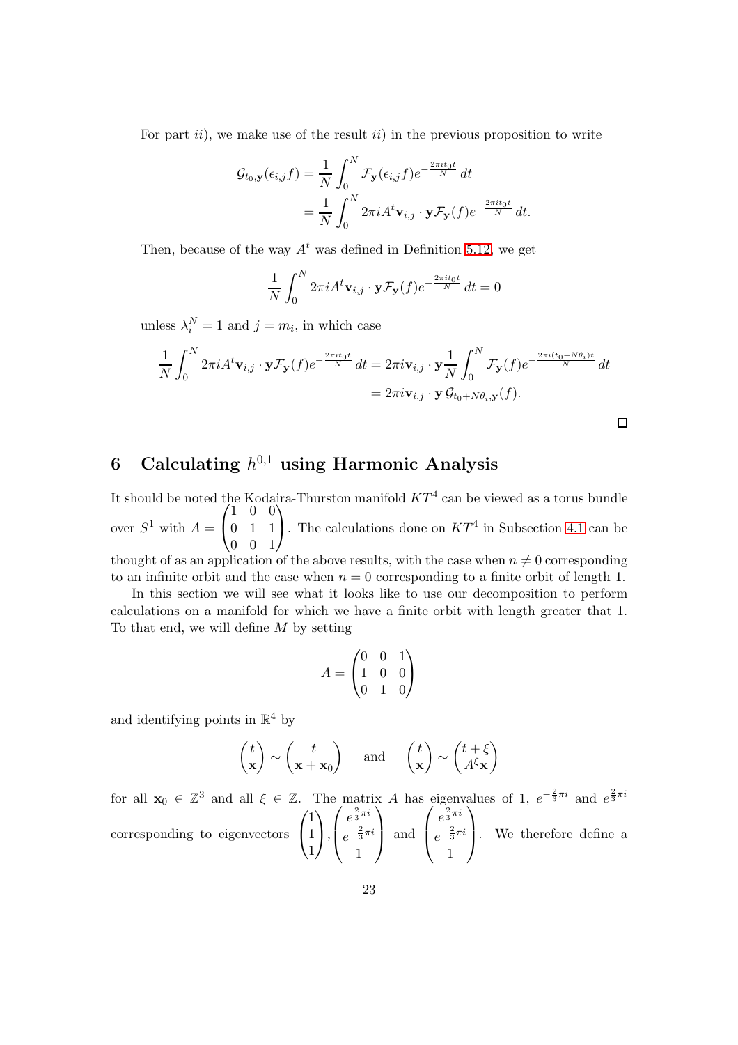For part $ii)$, we make use of the result $ii)$ in the previous proposition to write

$$
\begin{aligned}
\mathcal{G}_{t_0,\mathbf{y}}(\epsilon_{i,j}f) &= \frac{1}{N}\int_0^N \mathcal{F}_{\mathbf{y}}(\epsilon_{i,j}f)e^{-\frac{2\pi i t_0 t}{N}}\,dt \\
&= \frac{1}{N}\int_0^N 2\pi i A^t\mathbf{v}_{i,j}\cdot\mathbf{y}\mathcal{F}_{\mathbf{y}}(f)e^{-\frac{2\pi i t_0 t}{N}}\,dt.
\end{aligned}
$$

Then, because of the way $A^t$ was defined in Definition 5.12, we get

$$
\frac{1}{N}\int_0^N 2\pi i A^t\mathbf{v}_{i,j}\cdot\mathbf{y}\mathcal{F}_{\mathbf{y}}(f)e^{-\frac{2\pi i t_0 t}{N}}\,dt = 0
$$

unless $\lambda_i^N = 1$ and $j = m_i$, in which case

$$
\begin{aligned}
\frac{1}{N}\int_0^N 2\pi i A^t\mathbf{v}_{i,j}\cdot\mathbf{y}\mathcal{F}_{\mathbf{y}}(f)e^{-\frac{2\pi i t_0 t}{N}}\,dt &= 2\pi i\mathbf{v}_{i,j}\cdot\mathbf{y}\frac{1}{N}\int_0^N \mathcal{F}_{\mathbf{y}}(f)e^{-\frac{2\pi i(t_0+N\theta_i)t}{N}}\,dt \\
&= 2\pi i\mathbf{v}_{i,j}\cdot\mathbf{y}\,\mathcal{G}_{t_0+N\theta_i,\mathbf{y}}(f).
\end{aligned}
$$

□

# 6 Calculating $h^{0,1}$ using Harmonic Analysis

It should be noted the Kodaira-Thurston manifold $KT^4$ can be viewed as a torus bundle over $S^1$ with $A = \begin{pmatrix} 1 & 0 & 0 \\ 0 & 1 & 1 \\ 0 & 0 & 1 \end{pmatrix}$. The calculations done on $KT^4$ in Subsection 4.1 can be thought of as an application of the above results, with the case when $n \neq 0$ corresponding to an infinite orbit and the case when $n = 0$ corresponding to a finite orbit of length 1.

In this section we will see what it looks like to use our decomposition to perform calculations on a manifold for which we have a finite orbit with length greater that 1. To that end, we will define $M$ by setting

$$
A = \begin{pmatrix} 0 & 0 & 1 \\ 1 & 0 & 0 \\ 0 & 1 & 0 \end{pmatrix}
$$

and identifying points in $\mathbb{R}^4$ by

$$
\begin{pmatrix} t \\ \mathbf{x} \end{pmatrix} \sim \begin{pmatrix} t \\ \mathbf{x}+\mathbf{x}_0 \end{pmatrix} \quad \text{and} \quad \begin{pmatrix} t \\ \mathbf{x} \end{pmatrix} \sim \begin{pmatrix} t+\xi \\ A^{\xi}\mathbf{x} \end{pmatrix}
$$

for all $\mathbf{x}_0 \in \mathbb{Z}^3$ and all $\xi \in \mathbb{Z}$. The matrix $A$ has eigenvalues of 1, $e^{-\frac{2}{3}\pi i}$ and $e^{\frac{2}{3}\pi i}$ corresponding to eigenvectors $\begin{pmatrix} 1 \\ 1 \\ 1 \end{pmatrix}$, $\begin{pmatrix} e^{\frac{2}{3}\pi i} \\ e^{-\frac{2}{3}\pi i} \\ 1 \end{pmatrix}$ and $\begin{pmatrix} e^{\frac{2}{3}\pi i} \\ e^{-\frac{2}{3}\pi i} \\ 1 \end{pmatrix}$. We therefore define a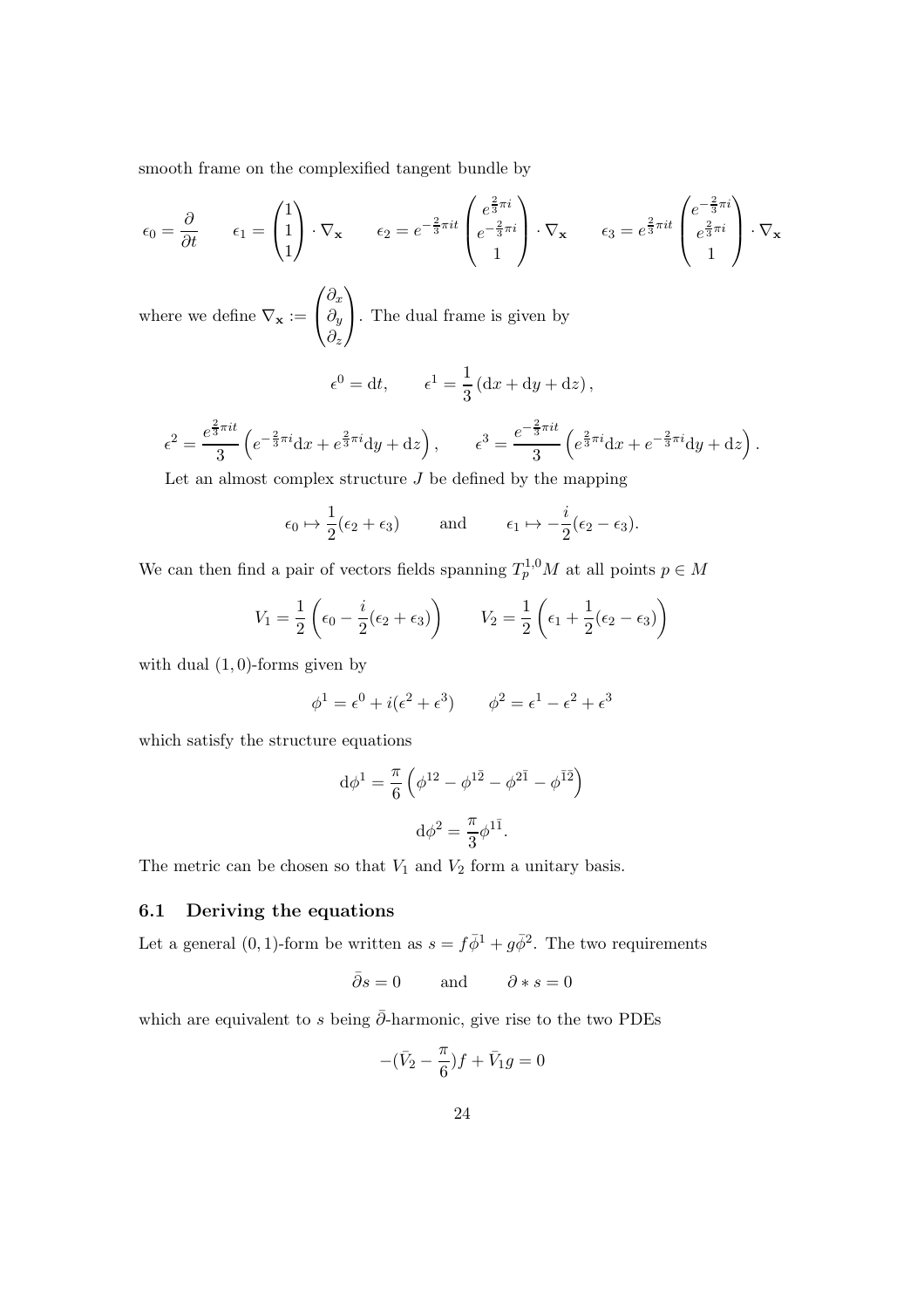smooth frame on the complexified tangent bundle by

$$\epsilon_0 = \frac{\partial}{\partial t} \qquad \epsilon_1 = \begin{pmatrix} 1 \\ 1 \\ 1 \end{pmatrix} \cdot \nabla_{\mathbf{x}} \qquad \epsilon_2 = e^{-\frac{2}{3}\pi i t} \begin{pmatrix} e^{\frac{2}{3}\pi i} \\ e^{-\frac{2}{3}\pi i} \\ 1 \end{pmatrix} \cdot \nabla_{\mathbf{x}} \qquad \epsilon_3 = e^{\frac{2}{3}\pi i t} \begin{pmatrix} e^{-\frac{2}{3}\pi i} \\ e^{\frac{2}{3}\pi i} \\ 1 \end{pmatrix} \cdot \nabla_{\mathbf{x}}$$

where we define $\nabla_{\mathbf{x}} := \begin{pmatrix} \partial_x \\ \partial_y \\ \partial_z \end{pmatrix}$. The dual frame is given by

$$\epsilon^0 = \mathrm{d}t, \qquad \epsilon^1 = \frac{1}{3}\left(\mathrm{d}x + \mathrm{d}y + \mathrm{d}z\right),$$

$$\epsilon^2 = \frac{e^{\frac{2}{3}\pi i t}}{3}\left(e^{-\frac{2}{3}\pi i}\mathrm{d}x + e^{\frac{2}{3}\pi i}\mathrm{d}y + \mathrm{d}z\right), \qquad \epsilon^3 = \frac{e^{-\frac{2}{3}\pi i t}}{3}\left(e^{\frac{2}{3}\pi i}\mathrm{d}x + e^{-\frac{2}{3}\pi i}\mathrm{d}y + \mathrm{d}z\right).$$

Let an almost complex structure $J$ be defined by the mapping

$$\epsilon_0 \mapsto \frac{1}{2}(\epsilon_2 + \epsilon_3) \qquad \text{and} \qquad \epsilon_1 \mapsto -\frac{i}{2}(\epsilon_2 - \epsilon_3).$$

We can then find a pair of vectors fields spanning $T_p^{1,0}M$ at all points $p \in M$

$$V_1 = \frac{1}{2}\left(\epsilon_0 - \frac{i}{2}(\epsilon_2 + \epsilon_3)\right) \qquad V_2 = \frac{1}{2}\left(\epsilon_1 + \frac{1}{2}(\epsilon_2 - \epsilon_3)\right)$$

with dual $(1,0)$-forms given by

$$\phi^1 = \epsilon^0 + i(\epsilon^2 + \epsilon^3) \qquad \phi^2 = \epsilon^1 - \epsilon^2 + \epsilon^3$$

which satisfy the structure equations

$$\mathrm{d}\phi^1 = \frac{\pi}{6}\left(\phi^{12} - \phi^{1\bar{2}} - \phi^{2\bar{1}} - \phi^{\bar{1}\bar{2}}\right)$$

$$\mathrm{d}\phi^2 = \frac{\pi}{3}\phi^{1\bar{1}}.$$

The metric can be chosen so that $V_1$ and $V_2$ form a unitary basis.

### 6.1 Deriving the equations

Let a general $(0,1)$-form be written as $s = f\bar{\phi}^1 + g\bar{\phi}^2$. The two requirements

$$\bar{\partial}s = 0 \qquad \text{and} \qquad \partial * s = 0$$

which are equivalent to $s$ being $\bar{\partial}$-harmonic, give rise to the two PDEs

$$-(\bar{V}_2 - \frac{\pi}{6})f + \bar{V}_1 g = 0$$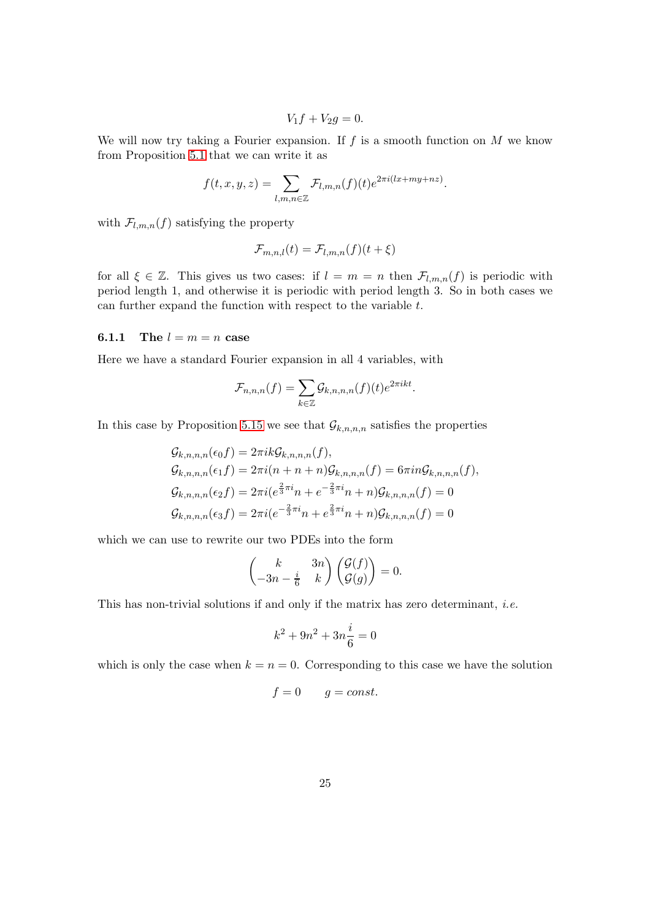$$V_1 f + V_2 g = 0.$$

We will now try taking a Fourier expansion. If $f$ is a smooth function on $M$ we know from Proposition 5.1 that we can write it as

$$f(t,x,y,z) = \sum_{l,m,n\in\mathbb{Z}} \mathcal{F}_{l,m,n}(f)(t) e^{2\pi i(lx+my+nz)}.$$

with $\mathcal{F}_{l,m,n}(f)$ satisfying the property

$$\mathcal{F}_{m,n,l}(t) = \mathcal{F}_{l,m,n}(f)(t+\xi)$$

for all $\xi \in \mathbb{Z}$. This gives us two cases: if $l = m = n$ then $\mathcal{F}_{l,m,n}(f)$ is periodic with period length 1, and otherwise it is periodic with period length 3. So in both cases we can further expand the function with respect to the variable $t$.

### 6.1.1 The $l = m = n$ case

Here we have a standard Fourier expansion in all 4 variables, with

$$\mathcal{F}_{n,n,n}(f) = \sum_{k\in\mathbb{Z}} \mathcal{G}_{k,n,n,n}(f)(t) e^{2\pi i k t}.$$

In this case by Proposition 5.15 we see that $\mathcal{G}_{k,n,n,n}$ satisfies the properties

$$\begin{aligned}
\mathcal{G}_{k,n,n,n}(\epsilon_0 f) &= 2\pi i k \mathcal{G}_{k,n,n,n}(f),\\
\mathcal{G}_{k,n,n,n}(\epsilon_1 f) &= 2\pi i(n+n+n)\mathcal{G}_{k,n,n,n}(f) = 6\pi i n \mathcal{G}_{k,n,n,n}(f),\\
\mathcal{G}_{k,n,n,n}(\epsilon_2 f) &= 2\pi i(e^{\frac{2}{3}\pi i} n + e^{-\frac{2}{3}\pi i} n + n)\mathcal{G}_{k,n,n,n}(f) = 0\\
\mathcal{G}_{k,n,n,n}(\epsilon_3 f) &= 2\pi i(e^{-\frac{2}{3}\pi i} n + e^{\frac{2}{3}\pi i} n + n)\mathcal{G}_{k,n,n,n}(f) = 0
\end{aligned}$$

which we can use to rewrite our two PDEs into the form

$$\begin{pmatrix} k & 3n \\ -3n - \frac{i}{6} & k \end{pmatrix} \begin{pmatrix} \mathcal{G}(f) \\ \mathcal{G}(g) \end{pmatrix} = 0.$$

This has non-trivial solutions if and only if the matrix has zero determinant, *i.e.*

$$k^2 + 9n^2 + 3n\frac{i}{6} = 0$$

which is only the case when $k = n = 0$. Corresponding to this case we have the solution

$$f = 0 \qquad g = const.$$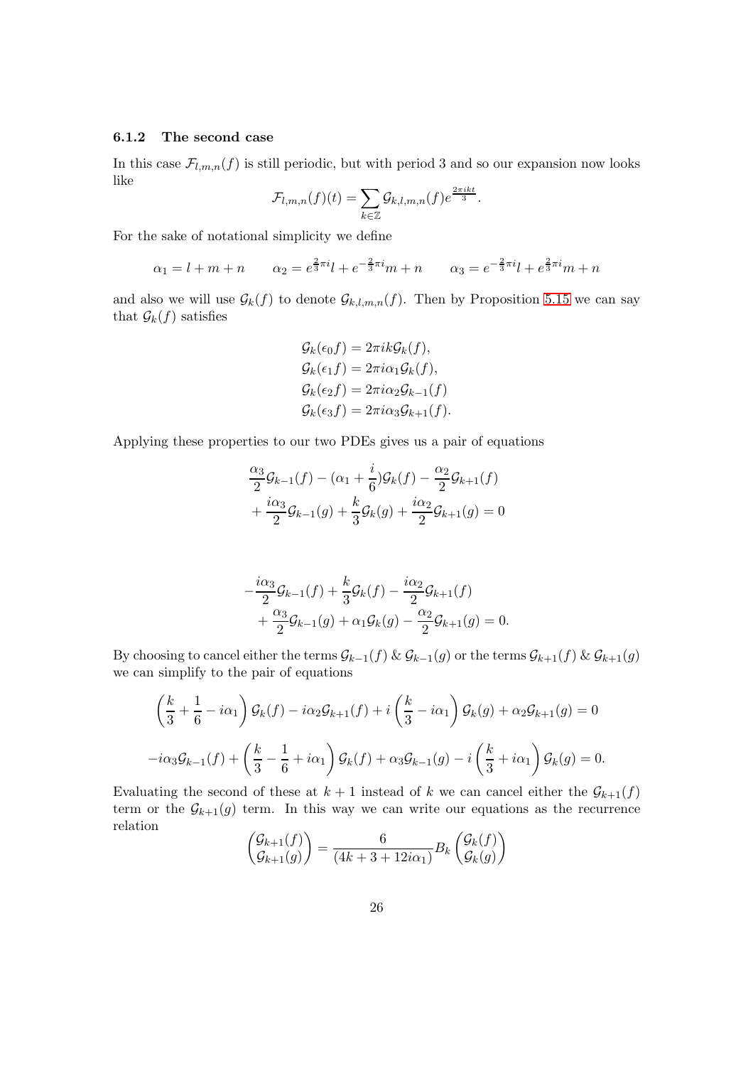### 6.1.2 The second case

In this case $\mathcal{F}_{l,m,n}(f)$ is still periodic, but with period 3 and so our expansion now looks like

$$\mathcal{F}_{l,m,n}(f)(t) = \sum_{k\in\mathbb{Z}} \mathcal{G}_{k,l,m,n}(f) e^{\frac{2\pi i k t}{3}}.$$

For the sake of notational simplicity we define

$$\alpha_1 = l + m + n \qquad \alpha_2 = e^{\frac{2}{3}\pi i} l + e^{-\frac{2}{3}\pi i} m + n \qquad \alpha_3 = e^{-\frac{2}{3}\pi i} l + e^{\frac{2}{3}\pi i} m + n$$

and also we will use $\mathcal{G}_k(f)$ to denote $\mathcal{G}_{k,l,m,n}(f)$. Then by Proposition 5.15 we can say that $\mathcal{G}_k(f)$ satisfies

$$\begin{aligned}
\mathcal{G}_k(\epsilon_0 f) &= 2\pi i k \mathcal{G}_k(f),\\
\mathcal{G}_k(\epsilon_1 f) &= 2\pi i \alpha_1 \mathcal{G}_k(f),\\
\mathcal{G}_k(\epsilon_2 f) &= 2\pi i \alpha_2 \mathcal{G}_{k-1}(f)\\
\mathcal{G}_k(\epsilon_3 f) &= 2\pi i \alpha_3 \mathcal{G}_{k+1}(f).
\end{aligned}$$

Applying these properties to our two PDEs gives us a pair of equations

$$\begin{aligned}
&\frac{\alpha_3}{2}\mathcal{G}_{k-1}(f) - (\alpha_1 + \frac{i}{6})\mathcal{G}_k(f) - \frac{\alpha_2}{2}\mathcal{G}_{k+1}(f)\\
&+ \frac{i\alpha_3}{2}\mathcal{G}_{k-1}(g) + \frac{k}{3}\mathcal{G}_k(g) + \frac{i\alpha_2}{2}\mathcal{G}_{k+1}(g) = 0
\end{aligned}$$

$$\begin{aligned}
&-\frac{i\alpha_3}{2}\mathcal{G}_{k-1}(f) + \frac{k}{3}\mathcal{G}_k(f) - \frac{i\alpha_2}{2}\mathcal{G}_{k+1}(f)\\
&+ \frac{\alpha_3}{2}\mathcal{G}_{k-1}(g) + \alpha_1\mathcal{G}_k(g) - \frac{\alpha_2}{2}\mathcal{G}_{k+1}(g) = 0.
\end{aligned}$$

By choosing to cancel either the terms $\mathcal{G}_{k-1}(f)$ & $\mathcal{G}_{k-1}(g)$ or the terms $\mathcal{G}_{k+1}(f)$ & $\mathcal{G}_{k+1}(g)$ we can simplify to the pair of equations

$$\left(\frac{k}{3} + \frac{1}{6} - i\alpha_1\right)\mathcal{G}_k(f) - i\alpha_2\mathcal{G}_{k+1}(f) + i\left(\frac{k}{3} - i\alpha_1\right)\mathcal{G}_k(g) + \alpha_2\mathcal{G}_{k+1}(g) = 0$$

$$-i\alpha_3\mathcal{G}_{k-1}(f) + \left(\frac{k}{3} - \frac{1}{6} + i\alpha_1\right)\mathcal{G}_k(f) + \alpha_3\mathcal{G}_{k-1}(g) - i\left(\frac{k}{3} + i\alpha_1\right)\mathcal{G}_k(g) = 0.$$

Evaluating the second of these at $k+1$ instead of $k$ we can cancel either the $\mathcal{G}_{k+1}(f)$ term or the $\mathcal{G}_{k+1}(g)$ term. In this way we can write our equations as the recurrence relation

$$\begin{pmatrix}\mathcal{G}_{k+1}(f)\\ \mathcal{G}_{k+1}(g)\end{pmatrix} = \frac{6}{(4k + 3 + 12i\alpha_1)} B_k \begin{pmatrix}\mathcal{G}_k(f)\\ \mathcal{G}_k(g)\end{pmatrix}$$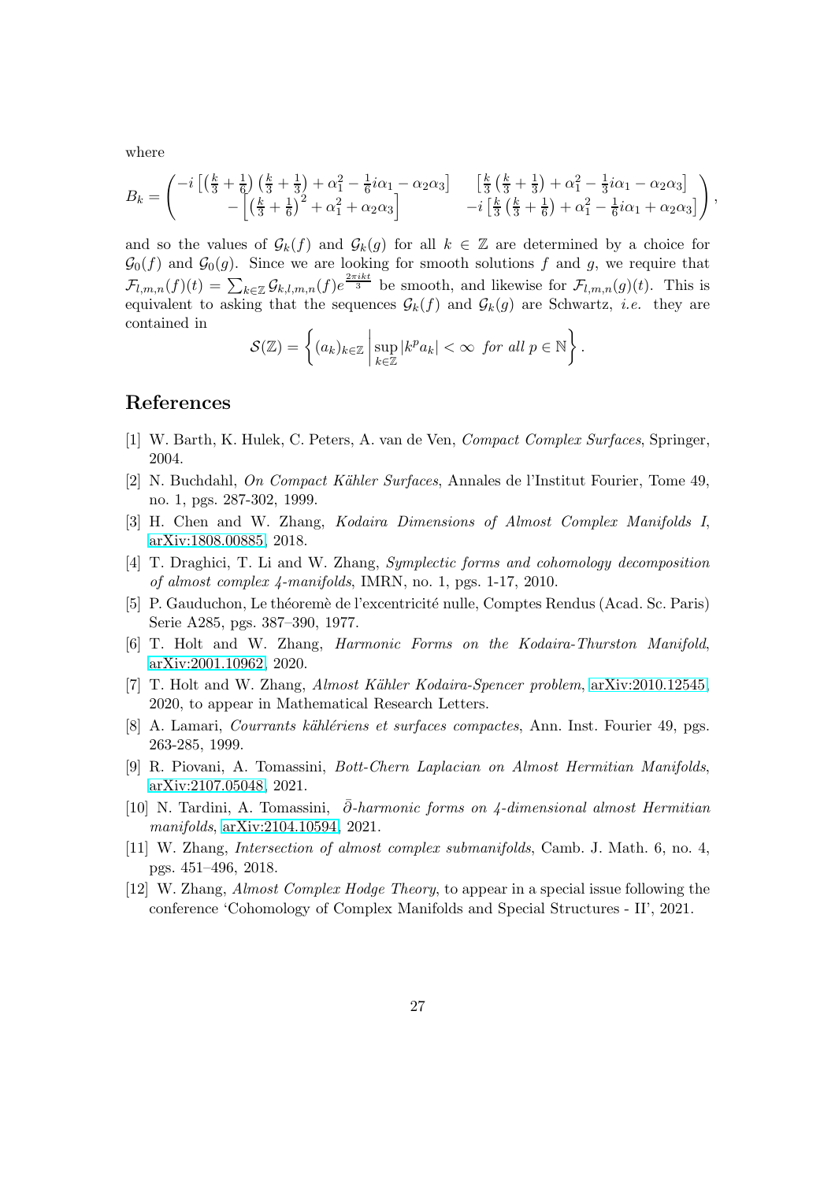where

$$B_k = \begin{pmatrix} -i\left[\left(\frac{k}{3}+\frac{1}{6}\right)\left(\frac{k}{3}+\frac{1}{3}\right)+\alpha_1^2-\frac{1}{6}i\alpha_1-\alpha_2\alpha_3\right] & \left[\frac{k}{3}\left(\frac{k}{3}+\frac{1}{3}\right)+\alpha_1^2-\frac{1}{3}i\alpha_1-\alpha_2\alpha_3\right] \\ -\left[\left(\frac{k}{3}+\frac{1}{6}\right)^2+\alpha_1^2+\alpha_2\alpha_3\right] & -i\left[\frac{k}{3}\left(\frac{k}{3}+\frac{1}{6}\right)+\alpha_1^2-\frac{1}{6}i\alpha_1+\alpha_2\alpha_3\right] \end{pmatrix},$$

and so the values of $\mathcal{G}_k(f)$ and $\mathcal{G}_k(g)$ for all $k \in \mathbb{Z}$ are determined by a choice for $\mathcal{G}_0(f)$ and $\mathcal{G}_0(g)$. Since we are looking for smooth solutions $f$ and $g$, we require that $\mathcal{F}_{l,m,n}(f)(t) = \sum_{k\in\mathbb{Z}} \mathcal{G}_{k,l,m,n}(f)e^{\frac{2\pi ikt}{3}}$ be smooth, and likewise for $\mathcal{F}_{l,m,n}(g)(t)$. This is equivalent to asking that the sequences $\mathcal{G}_k(f)$ and $\mathcal{G}_k(g)$ are Schwartz, *i.e.* they are contained in

$$\mathcal{S}(\mathbb{Z}) = \left\{ (a_k)_{k\in\mathbb{Z}} \,\middle|\, \sup_{k\in\mathbb{Z}} |k^p a_k| < \infty \ \textit{for all } p \in \mathbb{N} \right\}.$$

## References

[1] W. Barth, K. Hulek, C. Peters, A. van de Ven, *Compact Complex Surfaces*, Springer, 2004.

[2] N. Buchdahl, *On Compact Kähler Surfaces*, Annales de l'Institut Fourier, Tome 49, no. 1, pgs. 287-302, 1999.

[3] H. Chen and W. Zhang, *Kodaira Dimensions of Almost Complex Manifolds I*, arXiv:1808.00885, 2018.

[4] T. Draghici, T. Li and W. Zhang, *Symplectic forms and cohomology decomposition of almost complex 4-manifolds*, IMRN, no. 1, pgs. 1-17, 2010.

[5] P. Gauduchon, Le théoremè de l'excentricité nulle, Comptes Rendus (Acad. Sc. Paris) Serie A285, pgs. 387–390, 1977.

[6] T. Holt and W. Zhang, *Harmonic Forms on the Kodaira-Thurston Manifold*, arXiv:2001.10962, 2020.

[7] T. Holt and W. Zhang, *Almost Kähler Kodaira-Spencer problem*, arXiv:2010.12545, 2020, to appear in Mathematical Research Letters.

[8] A. Lamari, *Courrants kählériens et surfaces compactes*, Ann. Inst. Fourier 49, pgs. 263-285, 1999.

[9] R. Piovani, A. Tomassini, *Bott-Chern Laplacian on Almost Hermitian Manifolds*, arXiv:2107.05048, 2021.

[10] N. Tardini, A. Tomassini, *$\bar{\partial}$-harmonic forms on 4-dimensional almost Hermitian manifolds*, arXiv:2104.10594, 2021.

[11] W. Zhang, *Intersection of almost complex submanifolds*, Camb. J. Math. 6, no. 4, pgs. 451–496, 2018.

[12] W. Zhang, *Almost Complex Hodge Theory*, to appear in a special issue following the conference 'Cohomology of Complex Manifolds and Special Structures - II', 2021.